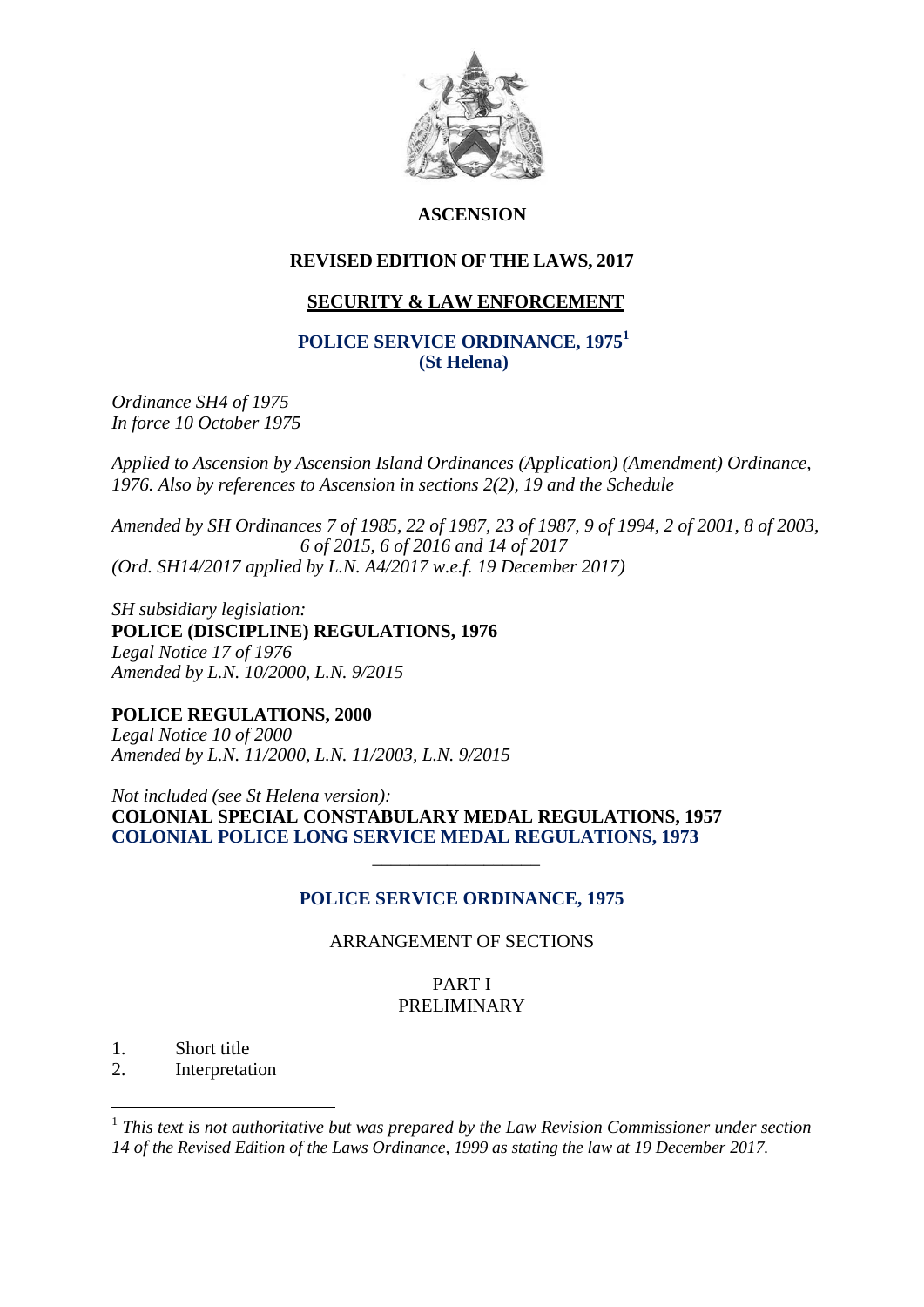# ASCENSION

## REVISED EDITION OF THE LAWS, 2017

## SECURITY & LAW ENFORCEMENT

## POLICE SERVICE ORDINANCE, 1975[1]
## (St Helena)

*Ordinance SH4 of 1975*
*In force 10 October 1975*

*Applied to Ascension by Ascension Island Ordinances (Application) (Amendment) Ordinance, 1976. Also by references to Ascension in sections 2(2), 19 and the Schedule*

*Amended by SH Ordinances 7 of 1985, 22 of 1987, 23 of 1987, 9 of 1994, 2 of 2001, 8 of 2003, 6 of 2015, 6 of 2016 and 14 of 2017*
*(Ord. SH14/2017 applied by L.N. A4/2017 w.e.f. 19 December 2017)*

*SH subsidiary legislation:*
**POLICE (DISCIPLINE) REGULATIONS, 1976**
*Legal Notice 17 of 1976*
*Amended by L.N. 10/2000, L.N. 9/2015*

**POLICE REGULATIONS, 2000**
*Legal Notice 10 of 2000*
*Amended by L.N. 11/2000, L.N. 11/2003, L.N. 9/2015*

*Not included (see St Helena version):*
**COLONIAL SPECIAL CONSTABULARY MEDAL REGULATIONS, 1957**
**COLONIAL POLICE LONG SERVICE MEDAL REGULATIONS, 1973**

---

## POLICE SERVICE ORDINANCE, 1975

ARRANGEMENT OF SECTIONS

PART I
PRELIMINARY

1. Short title
2. Interpretation

[1] *This text is not authoritative but was prepared by the Law Revision Commissioner under section 14 of the Revised Edition of the Laws Ordinance, 1999 as stating the law at 19 December 2017.*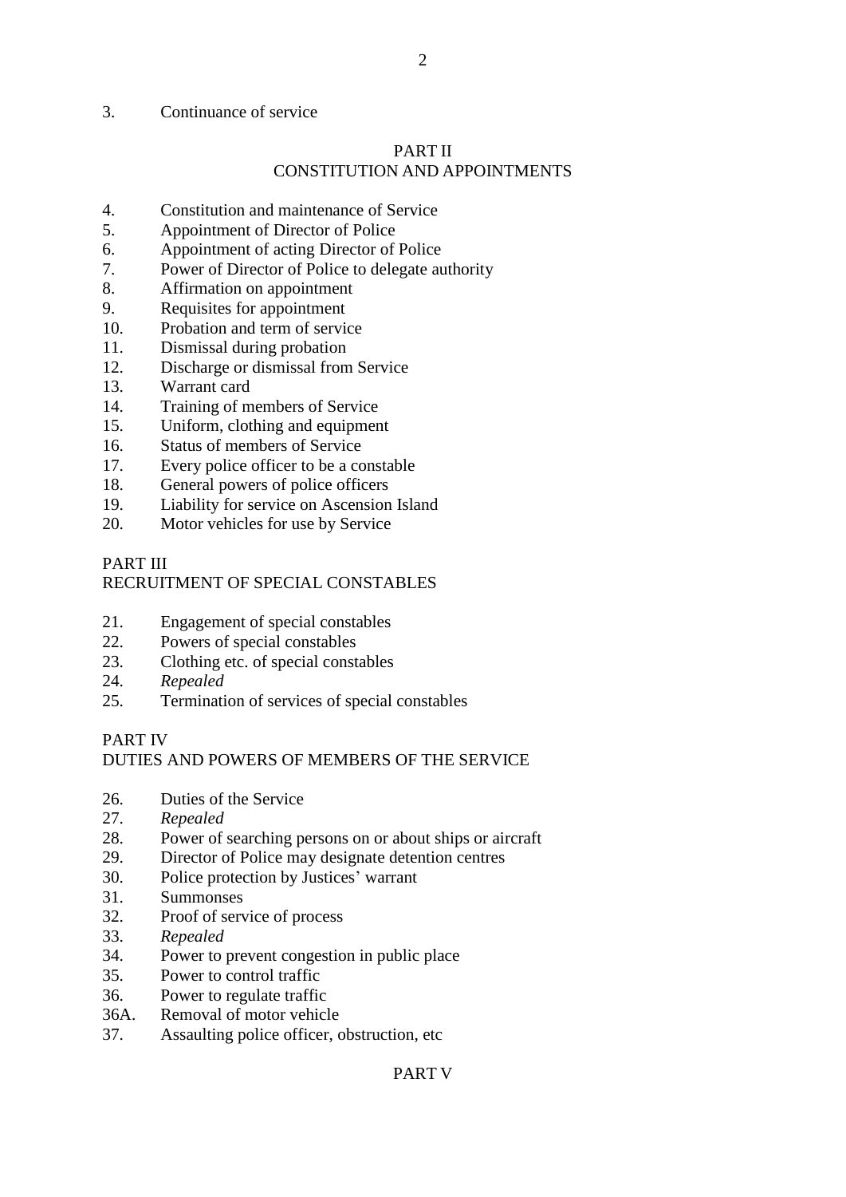3. Continuance of service

## PART II
## CONSTITUTION AND APPOINTMENTS

4. Constitution and maintenance of Service
5. Appointment of Director of Police
6. Appointment of acting Director of Police
7. Power of Director of Police to delegate authority
8. Affirmation on appointment
9. Requisites for appointment
10. Probation and term of service
11. Dismissal during probation
12. Discharge or dismissal from Service
13. Warrant card
14. Training of members of Service
15. Uniform, clothing and equipment
16. Status of members of Service
17. Every police officer to be a constable
18. General powers of police officers
19. Liability for service on Ascension Island
20. Motor vehicles for use by Service

## PART III
## RECRUITMENT OF SPECIAL CONSTABLES

21. Engagement of special constables
22. Powers of special constables
23. Clothing etc. of special constables
24. *Repealed*
25. Termination of services of special constables

## PART IV
## DUTIES AND POWERS OF MEMBERS OF THE SERVICE

26. Duties of the Service
27. *Repealed*
28. Power of searching persons on or about ships or aircraft
29. Director of Police may designate detention centres
30. Police protection by Justices' warrant
31. Summonses
32. Proof of service of process
33. *Repealed*
34. Power to prevent congestion in public place
35. Power to control traffic
36. Power to regulate traffic
36A. Removal of motor vehicle
37. Assaulting police officer, obstruction, etc

## PART V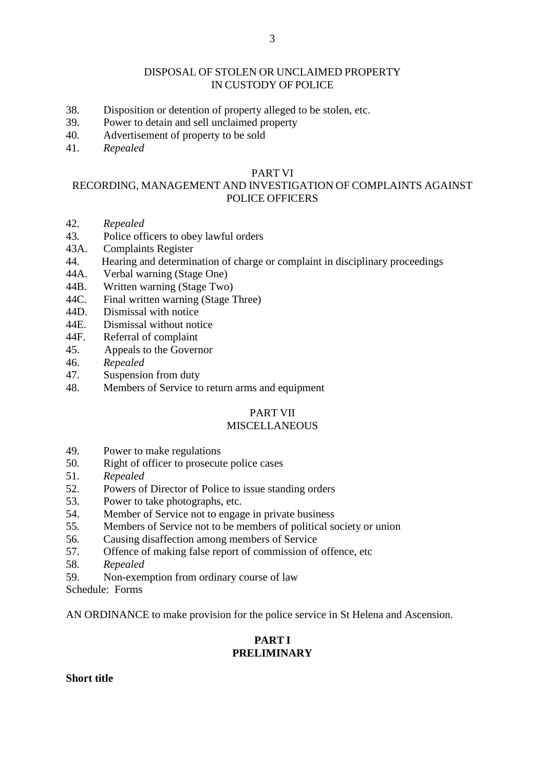DISPOSAL OF STOLEN OR UNCLAIMED PROPERTY
IN CUSTODY OF POLICE

38. Disposition or detention of property alleged to be stolen, etc.
39. Power to detain and sell unclaimed property
40. Advertisement of property to be sold
41. *Repealed*

PART VI
RECORDING, MANAGEMENT AND INVESTIGATION OF COMPLAINTS AGAINST POLICE OFFICERS

42. *Repealed*
43. Police officers to obey lawful orders
43A. Complaints Register
44. Hearing and determination of charge or complaint in disciplinary proceedings
44A. Verbal warning (Stage One)
44B. Written warning (Stage Two)
44C. Final written warning (Stage Three)
44D. Dismissal with notice
44E. Dismissal without notice
44F. Referral of complaint
45. Appeals to the Governor
46. *Repealed*
47. Suspension from duty
48. Members of Service to return arms and equipment

PART VII
MISCELLANEOUS

49. Power to make regulations
50. Right of officer to prosecute police cases
51. *Repealed*
52. Powers of Director of Police to issue standing orders
53. Power to take photographs, etc.
54. Member of Service not to engage in private business
55. Members of Service not to be members of political society or union
56. Causing disaffection among members of Service
57. Offence of making false report of commission of offence, etc
58. *Repealed*
59. Non-exemption from ordinary course of law

Schedule: Forms

AN ORDINANCE to make provision for the police service in St Helena and Ascension.

## PART I
## PRELIMINARY

**Short title**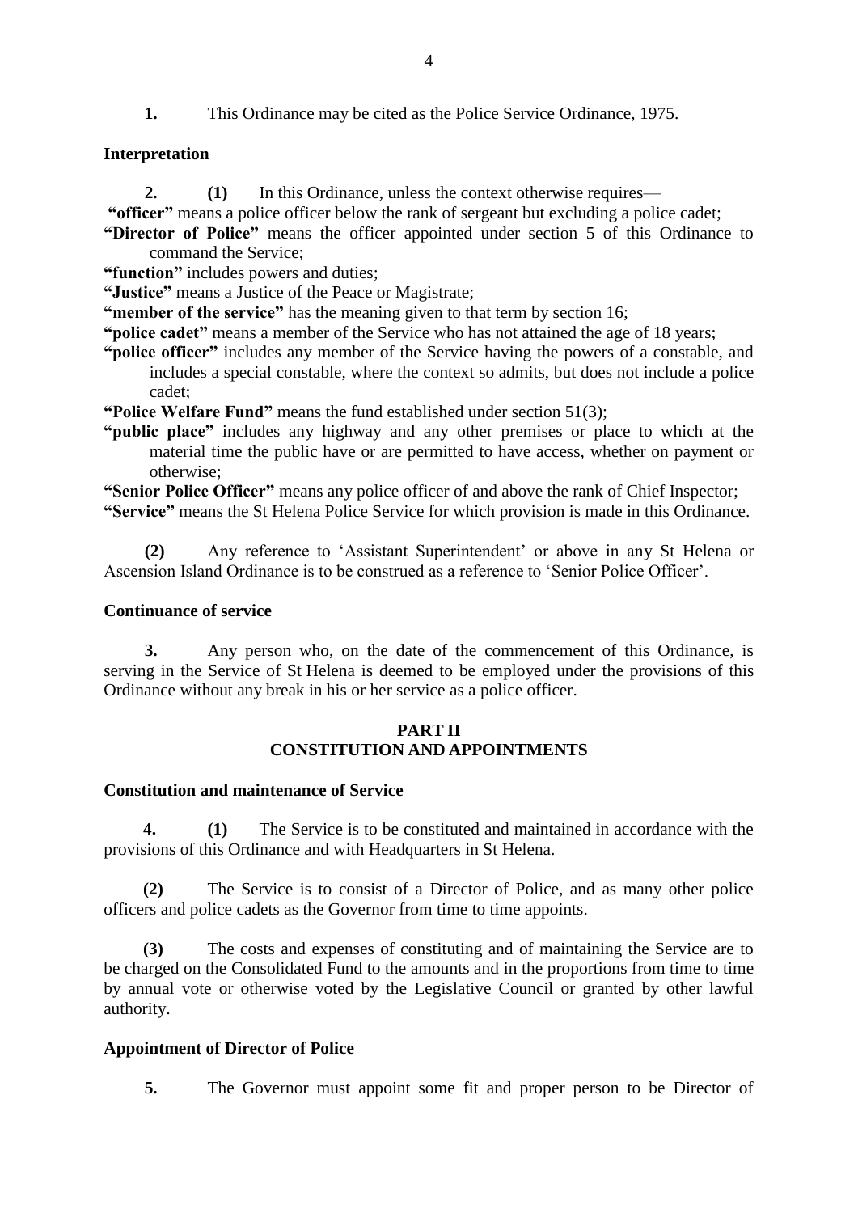**1.** This Ordinance may be cited as the Police Service Ordinance, 1975.

**Interpretation**

**2. (1)** In this Ordinance, unless the context otherwise requires—

**"officer"** means a police officer below the rank of sergeant but excluding a police cadet;

**"Director of Police"** means the officer appointed under section 5 of this Ordinance to command the Service;

**"function"** includes powers and duties;

**"Justice"** means a Justice of the Peace or Magistrate;

**"member of the service"** has the meaning given to that term by section 16;

**"police cadet"** means a member of the Service who has not attained the age of 18 years;

**"police officer"** includes any member of the Service having the powers of a constable, and includes a special constable, where the context so admits, but does not include a police cadet;

**"Police Welfare Fund"** means the fund established under section 51(3);

**"public place"** includes any highway and any other premises or place to which at the material time the public have or are permitted to have access, whether on payment or otherwise;

**"Senior Police Officer"** means any police officer of and above the rank of Chief Inspector;

**"Service"** means the St Helena Police Service for which provision is made in this Ordinance.

**(2)** Any reference to 'Assistant Superintendent' or above in any St Helena or Ascension Island Ordinance is to be construed as a reference to 'Senior Police Officer'.

**Continuance of service**

**3.** Any person who, on the date of the commencement of this Ordinance, is serving in the Service of St Helena is deemed to be employed under the provisions of this Ordinance without any break in his or her service as a police officer.

## PART II
## CONSTITUTION AND APPOINTMENTS

**Constitution and maintenance of Service**

**4. (1)** The Service is to be constituted and maintained in accordance with the provisions of this Ordinance and with Headquarters in St Helena.

**(2)** The Service is to consist of a Director of Police, and as many other police officers and police cadets as the Governor from time to time appoints.

**(3)** The costs and expenses of constituting and of maintaining the Service are to be charged on the Consolidated Fund to the amounts and in the proportions from time to time by annual vote or otherwise voted by the Legislative Council or granted by other lawful authority.

**Appointment of Director of Police**

**5.** The Governor must appoint some fit and proper person to be Director of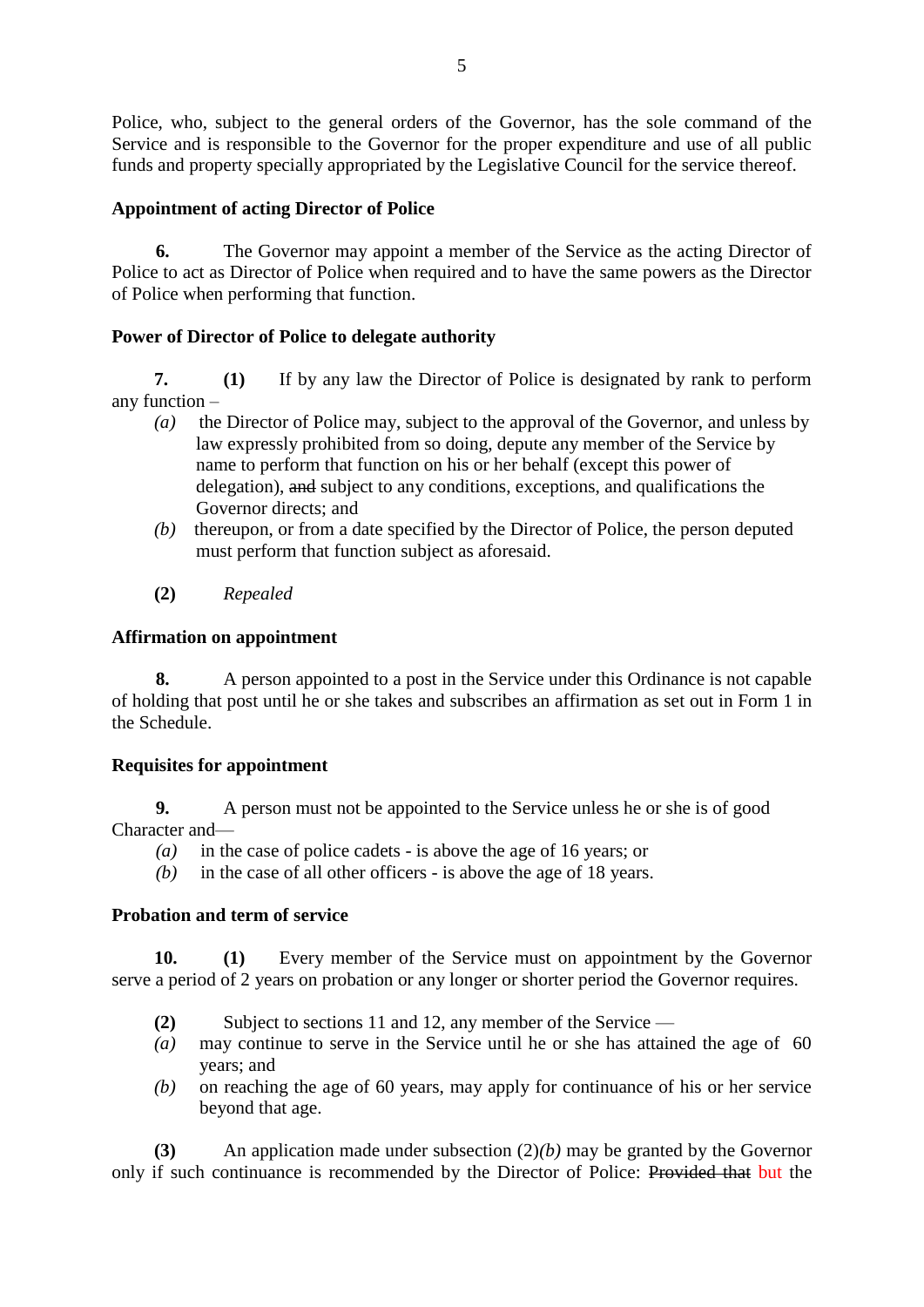Police, who, subject to the general orders of the Governor, has the sole command of the Service and is responsible to the Governor for the proper expenditure and use of all public funds and property specially appropriated by the Legislative Council for the service thereof.

**Appointment of acting Director of Police**

**6.** The Governor may appoint a member of the Service as the acting Director of Police to act as Director of Police when required and to have the same powers as the Director of Police when performing that function.

**Power of Director of Police to delegate authority**

**7. (1)** If by any law the Director of Police is designated by rank to perform any function –

*(a)* the Director of Police may, subject to the approval of the Governor, and unless by law expressly prohibited from so doing, depute any member of the Service by name to perform that function on his or her behalf (except this power of delegation), ~~and~~ subject to any conditions, exceptions, and qualifications the Governor directs; and

*(b)* thereupon, or from a date specified by the Director of Police, the person deputed must perform that function subject as aforesaid.

**(2)** *Repealed*

**Affirmation on appointment**

**8.** A person appointed to a post in the Service under this Ordinance is not capable of holding that post until he or she takes and subscribes an affirmation as set out in Form 1 in the Schedule.

**Requisites for appointment**

**9.** A person must not be appointed to the Service unless he or she is of good Character and—

*(a)* in the case of police cadets - is above the age of 16 years; or

*(b)* in the case of all other officers - is above the age of 18 years.

**Probation and term of service**

**10. (1)** Every member of the Service must on appointment by the Governor serve a period of 2 years on probation or any longer or shorter period the Governor requires.

**(2)** Subject to sections 11 and 12, any member of the Service —

*(a)* may continue to serve in the Service until he or she has attained the age of 60 years; and

*(b)* on reaching the age of 60 years, may apply for continuance of his or her service beyond that age.

**(3)** An application made under subsection (2)*(b)* may be granted by the Governor only if such continuance is recommended by the Director of Police: ~~Provided that~~ but the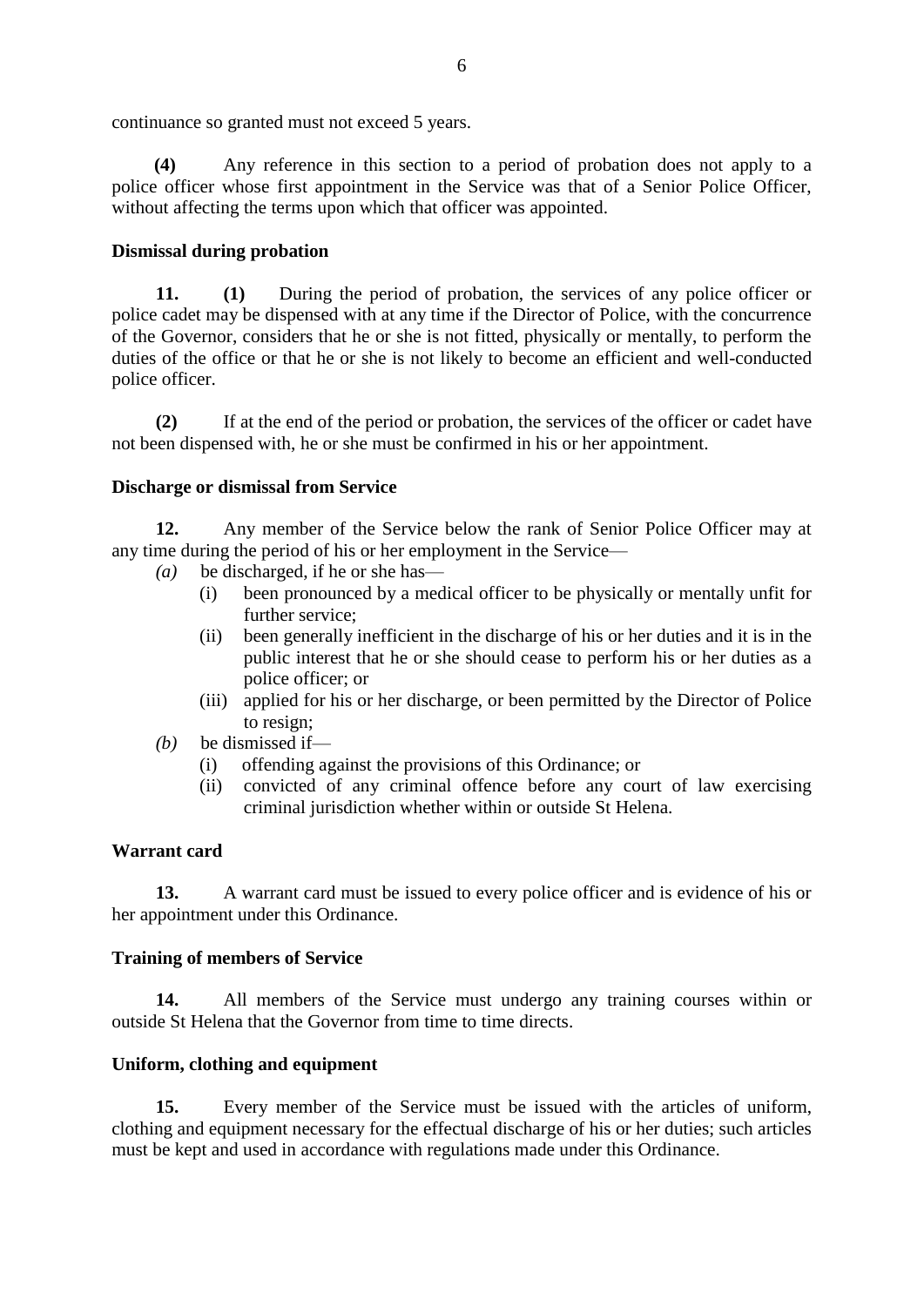continuance so granted must not exceed 5 years.

**(4)** Any reference in this section to a period of probation does not apply to a police officer whose first appointment in the Service was that of a Senior Police Officer, without affecting the terms upon which that officer was appointed.

**Dismissal during probation**

**11. (1)** During the period of probation, the services of any police officer or police cadet may be dispensed with at any time if the Director of Police, with the concurrence of the Governor, considers that he or she is not fitted, physically or mentally, to perform the duties of the office or that he or she is not likely to become an efficient and well-conducted police officer.

**(2)** If at the end of the period or probation, the services of the officer or cadet have not been dispensed with, he or she must be confirmed in his or her appointment.

**Discharge or dismissal from Service**

**12.** Any member of the Service below the rank of Senior Police Officer may at any time during the period of his or her employment in the Service—

*(a)* be discharged, if he or she has—
  - (i) been pronounced by a medical officer to be physically or mentally unfit for further service;
  - (ii) been generally inefficient in the discharge of his or her duties and it is in the public interest that he or she should cease to perform his or her duties as a police officer; or
  - (iii) applied for his or her discharge, or been permitted by the Director of Police to resign;

*(b)* be dismissed if—
  - (i) offending against the provisions of this Ordinance; or
  - (ii) convicted of any criminal offence before any court of law exercising criminal jurisdiction whether within or outside St Helena.

**Warrant card**

**13.** A warrant card must be issued to every police officer and is evidence of his or her appointment under this Ordinance.

**Training of members of Service**

**14.** All members of the Service must undergo any training courses within or outside St Helena that the Governor from time to time directs.

**Uniform, clothing and equipment**

**15.** Every member of the Service must be issued with the articles of uniform, clothing and equipment necessary for the effectual discharge of his or her duties; such articles must be kept and used in accordance with regulations made under this Ordinance.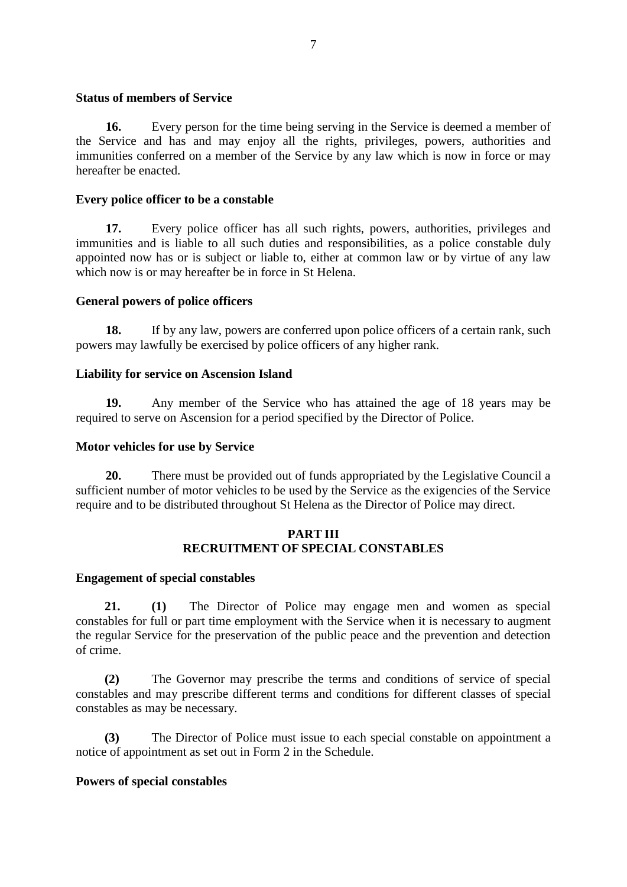**Status of members of Service**

**16.** Every person for the time being serving in the Service is deemed a member of the Service and has and may enjoy all the rights, privileges, powers, authorities and immunities conferred on a member of the Service by any law which is now in force or may hereafter be enacted.

**Every police officer to be a constable**

**17.** Every police officer has all such rights, powers, authorities, privileges and immunities and is liable to all such duties and responsibilities, as a police constable duly appointed now has or is subject or liable to, either at common law or by virtue of any law which now is or may hereafter be in force in St Helena.

**General powers of police officers**

**18.** If by any law, powers are conferred upon police officers of a certain rank, such powers may lawfully be exercised by police officers of any higher rank.

**Liability for service on Ascension Island**

**19.** Any member of the Service who has attained the age of 18 years may be required to serve on Ascension for a period specified by the Director of Police.

**Motor vehicles for use by Service**

**20.** There must be provided out of funds appropriated by the Legislative Council a sufficient number of motor vehicles to be used by the Service as the exigencies of the Service require and to be distributed throughout St Helena as the Director of Police may direct.

## PART III
## RECRUITMENT OF SPECIAL CONSTABLES

**Engagement of special constables**

**21.** **(1)** The Director of Police may engage men and women as special constables for full or part time employment with the Service when it is necessary to augment the regular Service for the preservation of the public peace and the prevention and detection of crime.

**(2)** The Governor may prescribe the terms and conditions of service of special constables and may prescribe different terms and conditions for different classes of special constables as may be necessary.

**(3)** The Director of Police must issue to each special constable on appointment a notice of appointment as set out in Form 2 in the Schedule.

**Powers of special constables**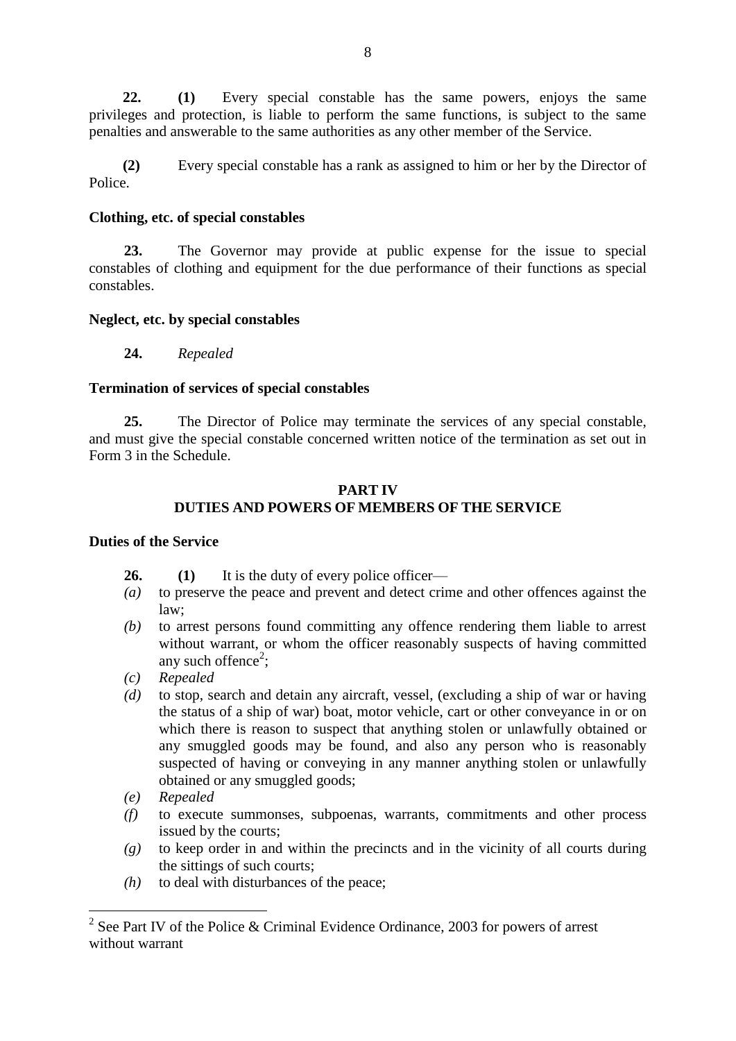**22.** **(1)** Every special constable has the same powers, enjoys the same privileges and protection, is liable to perform the same functions, is subject to the same penalties and answerable to the same authorities as any other member of the Service.

**(2)** Every special constable has a rank as assigned to him or her by the Director of Police.

**Clothing, etc. of special constables**

**23.** The Governor may provide at public expense for the issue to special constables of clothing and equipment for the due performance of their functions as special constables.

**Neglect, etc. by special constables**

**24.** *Repealed*

**Termination of services of special constables**

**25.** The Director of Police may terminate the services of any special constable, and must give the special constable concerned written notice of the termination as set out in Form 3 in the Schedule.

## PART IV
## DUTIES AND POWERS OF MEMBERS OF THE SERVICE

**Duties of the Service**

**26.** **(1)** It is the duty of every police officer—

*(a)* to preserve the peace and prevent and detect crime and other offences against the law;

*(b)* to arrest persons found committing any offence rendering them liable to arrest without warrant, or whom the officer reasonably suspects of having committed any such offence[2];

*(c)* *Repealed*

*(d)* to stop, search and detain any aircraft, vessel, (excluding a ship of war or having the status of a ship of war) boat, motor vehicle, cart or other conveyance in or on which there is reason to suspect that anything stolen or unlawfully obtained or any smuggled goods may be found, and also any person who is reasonably suspected of having or conveying in any manner anything stolen or unlawfully obtained or any smuggled goods;

*(e)* *Repealed*

*(f)* to execute summonses, subpoenas, warrants, commitments and other process issued by the courts;

*(g)* to keep order in and within the precincts and in the vicinity of all courts during the sittings of such courts;

*(h)* to deal with disturbances of the peace;

---

[2] See Part IV of the Police & Criminal Evidence Ordinance, 2003 for powers of arrest without warrant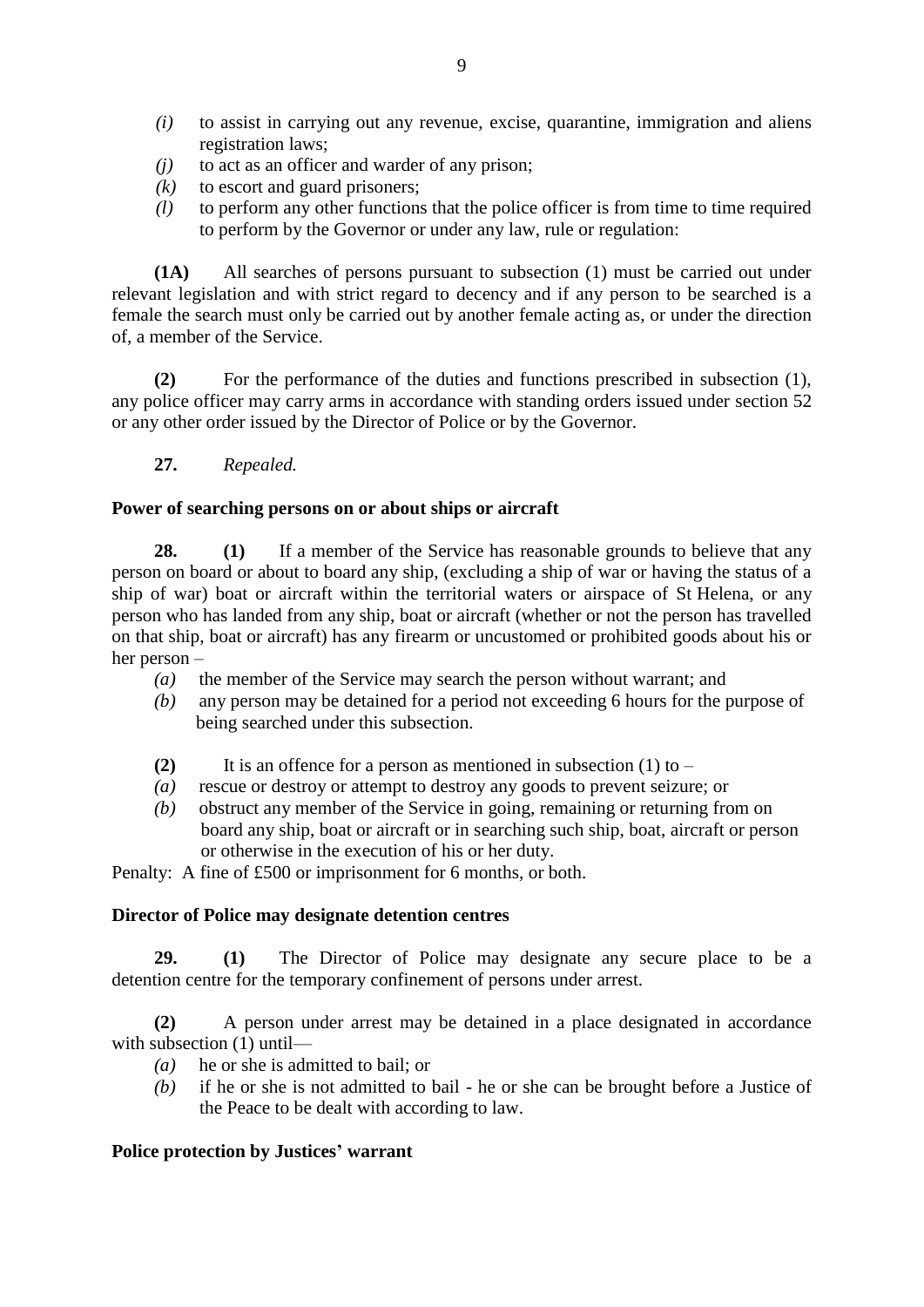- *(i)* to assist in carrying out any revenue, excise, quarantine, immigration and aliens registration laws;
- *(j)* to act as an officer and warder of any prison;
- *(k)* to escort and guard prisoners;
- *(l)* to perform any other functions that the police officer is from time to time required to perform by the Governor or under any law, rule or regulation:

**(1A)** All searches of persons pursuant to subsection (1) must be carried out under relevant legislation and with strict regard to decency and if any person to be searched is a female the search must only be carried out by another female acting as, or under the direction of, a member of the Service.

**(2)** For the performance of the duties and functions prescribed in subsection (1), any police officer may carry arms in accordance with standing orders issued under section 52 or any other order issued by the Director of Police or by the Governor.

**27.** *Repealed.*

**Power of searching persons on or about ships or aircraft**

**28.** **(1)** If a member of the Service has reasonable grounds to believe that any person on board or about to board any ship, (excluding a ship of war or having the status of a ship of war) boat or aircraft within the territorial waters or airspace of St Helena, or any person who has landed from any ship, boat or aircraft (whether or not the person has travelled on that ship, boat or aircraft) has any firearm or uncustomed or prohibited goods about his or her person –

- *(a)* the member of the Service may search the person without warrant; and
- *(b)* any person may be detained for a period not exceeding 6 hours for the purpose of being searched under this subsection.

**(2)** It is an offence for a person as mentioned in subsection (1) to –

- *(a)* rescue or destroy or attempt to destroy any goods to prevent seizure; or
- *(b)* obstruct any member of the Service in going, remaining or returning from on board any ship, boat or aircraft or in searching such ship, boat, aircraft or person or otherwise in the execution of his or her duty.

Penalty: A fine of £500 or imprisonment for 6 months, or both.

**Director of Police may designate detention centres**

**29.** **(1)** The Director of Police may designate any secure place to be a detention centre for the temporary confinement of persons under arrest.

**(2)** A person under arrest may be detained in a place designated in accordance with subsection (1) until—

- *(a)* he or she is admitted to bail; or
- *(b)* if he or she is not admitted to bail - he or she can be brought before a Justice of the Peace to be dealt with according to law.

**Police protection by Justices' warrant**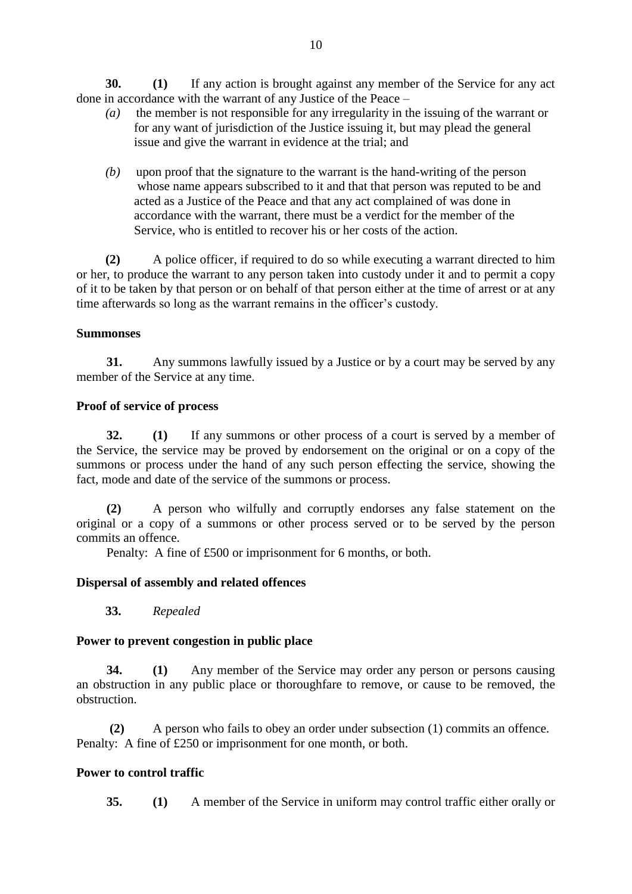**30.** **(1)** If any action is brought against any member of the Service for any act done in accordance with the warrant of any Justice of the Peace –

*(a)* the member is not responsible for any irregularity in the issuing of the warrant or for any want of jurisdiction of the Justice issuing it, but may plead the general issue and give the warrant in evidence at the trial; and

*(b)* upon proof that the signature to the warrant is the hand-writing of the person whose name appears subscribed to it and that that person was reputed to be and acted as a Justice of the Peace and that any act complained of was done in accordance with the warrant, there must be a verdict for the member of the Service, who is entitled to recover his or her costs of the action.

**(2)** A police officer, if required to do so while executing a warrant directed to him or her, to produce the warrant to any person taken into custody under it and to permit a copy of it to be taken by that person or on behalf of that person either at the time of arrest or at any time afterwards so long as the warrant remains in the officer's custody.

**Summonses**

**31.** Any summons lawfully issued by a Justice or by a court may be served by any member of the Service at any time.

**Proof of service of process**

**32.** **(1)** If any summons or other process of a court is served by a member of the Service, the service may be proved by endorsement on the original or on a copy of the summons or process under the hand of any such person effecting the service, showing the fact, mode and date of the service of the summons or process.

**(2)** A person who wilfully and corruptly endorses any false statement on the original or a copy of a summons or other process served or to be served by the person commits an offence.

Penalty: A fine of £500 or imprisonment for 6 months, or both.

**Dispersal of assembly and related offences**

**33.** *Repealed*

**Power to prevent congestion in public place**

**34.** **(1)** Any member of the Service may order any person or persons causing an obstruction in any public place or thoroughfare to remove, or cause to be removed, the obstruction.

**(2)** A person who fails to obey an order under subsection (1) commits an offence.
Penalty: A fine of £250 or imprisonment for one month, or both.

**Power to control traffic**

**35.** **(1)** A member of the Service in uniform may control traffic either orally or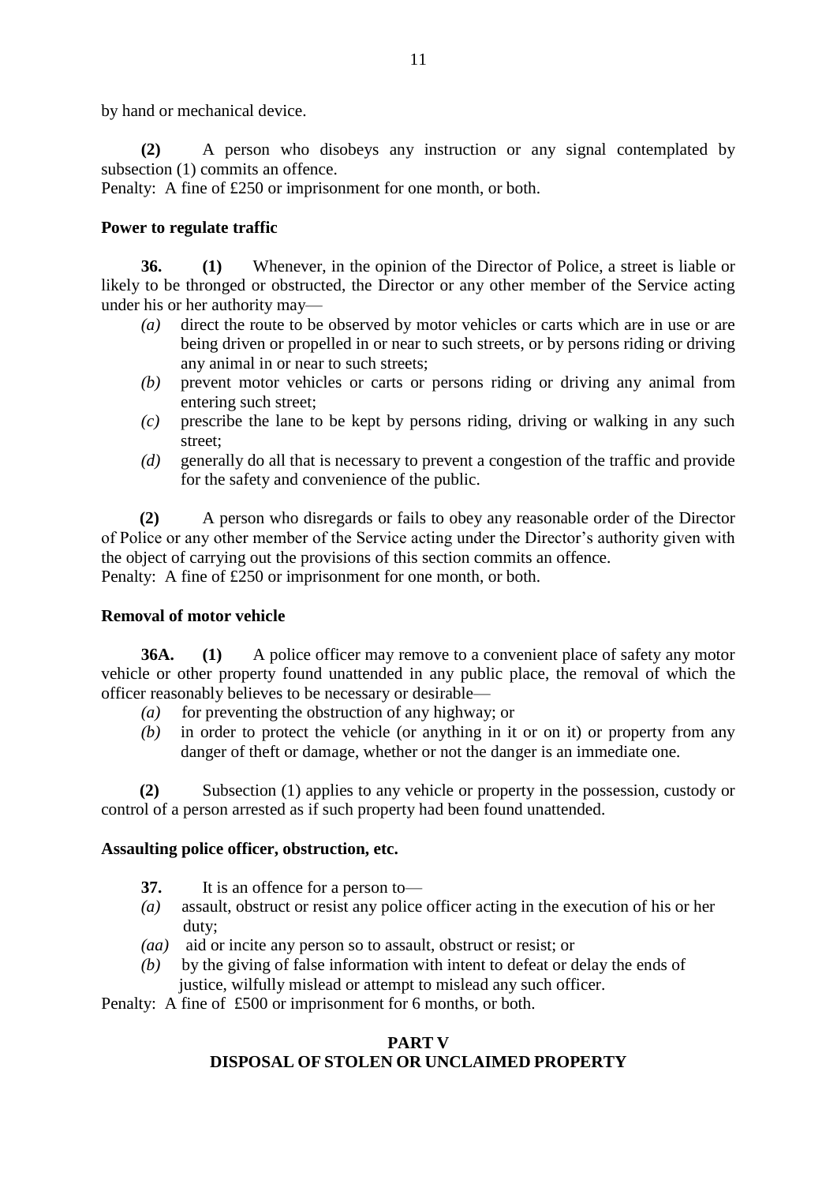by hand or mechanical device.

**(2)** A person who disobeys any instruction or any signal contemplated by subsection (1) commits an offence.
Penalty: A fine of £250 or imprisonment for one month, or both.

**Power to regulate traffic**

**36.** **(1)** Whenever, in the opinion of the Director of Police, a street is liable or likely to be thronged or obstructed, the Director or any other member of the Service acting under his or her authority may—

- *(a)* direct the route to be observed by motor vehicles or carts which are in use or are being driven or propelled in or near to such streets, or by persons riding or driving any animal in or near to such streets;
- *(b)* prevent motor vehicles or carts or persons riding or driving any animal from entering such street;
- *(c)* prescribe the lane to be kept by persons riding, driving or walking in any such street;
- *(d)* generally do all that is necessary to prevent a congestion of the traffic and provide for the safety and convenience of the public.

**(2)** A person who disregards or fails to obey any reasonable order of the Director of Police or any other member of the Service acting under the Director's authority given with the object of carrying out the provisions of this section commits an offence.
Penalty: A fine of £250 or imprisonment for one month, or both.

**Removal of motor vehicle**

**36A.** **(1)** A police officer may remove to a convenient place of safety any motor vehicle or other property found unattended in any public place, the removal of which the officer reasonably believes to be necessary or desirable—

- *(a)* for preventing the obstruction of any highway; or
- *(b)* in order to protect the vehicle (or anything in it or on it) or property from any danger of theft or damage, whether or not the danger is an immediate one.

**(2)** Subsection (1) applies to any vehicle or property in the possession, custody or control of a person arrested as if such property had been found unattended.

**Assaulting police officer, obstruction, etc.**

**37.** It is an offence for a person to—

- *(a)* assault, obstruct or resist any police officer acting in the execution of his or her duty;
- *(aa)* aid or incite any person so to assault, obstruct or resist; or
- *(b)* by the giving of false information with intent to defeat or delay the ends of justice, wilfully mislead or attempt to mislead any such officer.

Penalty: A fine of £500 or imprisonment for 6 months, or both.

## PART V
## DISPOSAL OF STOLEN OR UNCLAIMED PROPERTY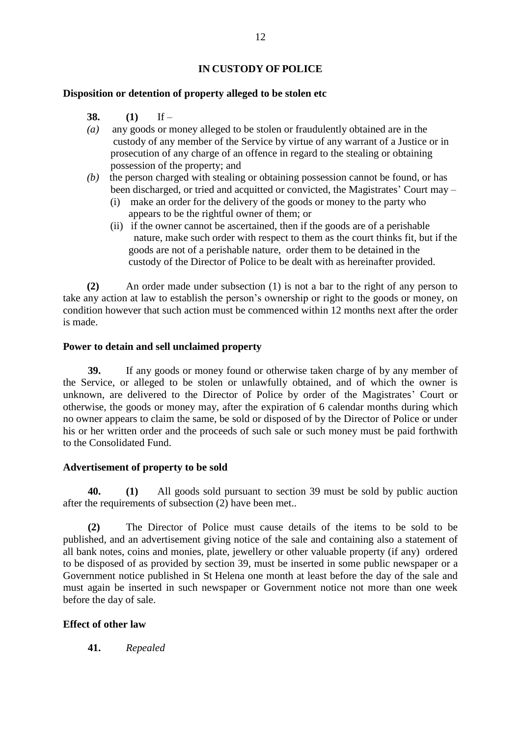## IN CUSTODY OF POLICE

### Disposition or detention of property alleged to be stolen etc

**38.** **(1)** If –

*(a)* any goods or money alleged to be stolen or fraudulently obtained are in the custody of any member of the Service by virtue of any warrant of a Justice or in prosecution of any charge of an offence in regard to the stealing or obtaining possession of the property; and

*(b)* the person charged with stealing or obtaining possession cannot be found, or has been discharged, or tried and acquitted or convicted, the Magistrates' Court may –

(i) make an order for the delivery of the goods or money to the party who appears to be the rightful owner of them; or

(ii) if the owner cannot be ascertained, then if the goods are of a perishable nature, make such order with respect to them as the court thinks fit, but if the goods are not of a perishable nature, order them to be detained in the custody of the Director of Police to be dealt with as hereinafter provided.

**(2)** An order made under subsection (1) is not a bar to the right of any person to take any action at law to establish the person's ownership or right to the goods or money, on condition however that such action must be commenced within 12 months next after the order is made.

### Power to detain and sell unclaimed property

**39.** If any goods or money found or otherwise taken charge of by any member of the Service, or alleged to be stolen or unlawfully obtained, and of which the owner is unknown, are delivered to the Director of Police by order of the Magistrates' Court or otherwise, the goods or money may, after the expiration of 6 calendar months during which no owner appears to claim the same, be sold or disposed of by the Director of Police or under his or her written order and the proceeds of such sale or such money must be paid forthwith to the Consolidated Fund.

### Advertisement of property to be sold

**40.** **(1)** All goods sold pursuant to section 39 must be sold by public auction after the requirements of subsection (2) have been met..

**(2)** The Director of Police must cause details of the items to be sold to be published, and an advertisement giving notice of the sale and containing also a statement of all bank notes, coins and monies, plate, jewellery or other valuable property (if any) ordered to be disposed of as provided by section 39, must be inserted in some public newspaper or a Government notice published in St Helena one month at least before the day of the sale and must again be inserted in such newspaper or Government notice not more than one week before the day of sale.

### Effect of other law

**41.** *Repealed*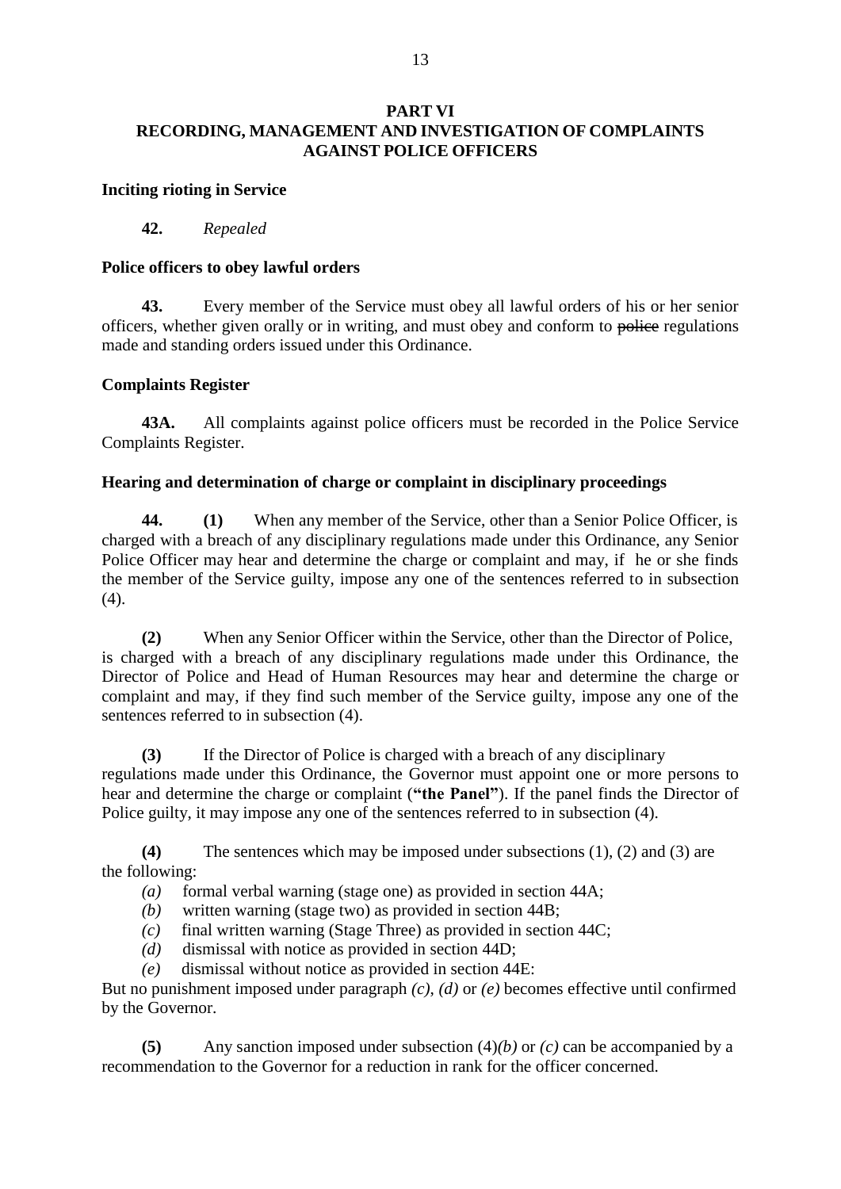## PART VI
## RECORDING, MANAGEMENT AND INVESTIGATION OF COMPLAINTS AGAINST POLICE OFFICERS

### Inciting rioting in Service

**42.** *Repealed*

### Police officers to obey lawful orders

**43.** Every member of the Service must obey all lawful orders of his or her senior officers, whether given orally or in writing, and must obey and conform to ~~police~~ regulations made and standing orders issued under this Ordinance.

### Complaints Register

**43A.** All complaints against police officers must be recorded in the Police Service Complaints Register.

### Hearing and determination of charge or complaint in disciplinary proceedings

**44. (1)** When any member of the Service, other than a Senior Police Officer, is charged with a breach of any disciplinary regulations made under this Ordinance, any Senior Police Officer may hear and determine the charge or complaint and may, if he or she finds the member of the Service guilty, impose any one of the sentences referred to in subsection (4).

**(2)** When any Senior Officer within the Service, other than the Director of Police, is charged with a breach of any disciplinary regulations made under this Ordinance, the Director of Police and Head of Human Resources may hear and determine the charge or complaint and may, if they find such member of the Service guilty, impose any one of the sentences referred to in subsection (4).

**(3)** If the Director of Police is charged with a breach of any disciplinary regulations made under this Ordinance, the Governor must appoint one or more persons to hear and determine the charge or complaint (**"the Panel"**). If the panel finds the Director of Police guilty, it may impose any one of the sentences referred to in subsection (4).

**(4)** The sentences which may be imposed under subsections (1), (2) and (3) are the following:

*(a)* formal verbal warning (stage one) as provided in section 44A;
*(b)* written warning (stage two) as provided in section 44B;
*(c)* final written warning (Stage Three) as provided in section 44C;
*(d)* dismissal with notice as provided in section 44D;
*(e)* dismissal without notice as provided in section 44E:

But no punishment imposed under paragraph *(c)*, *(d)* or *(e)* becomes effective until confirmed by the Governor.

**(5)** Any sanction imposed under subsection (4)*(b)* or *(c)* can be accompanied by a recommendation to the Governor for a reduction in rank for the officer concerned.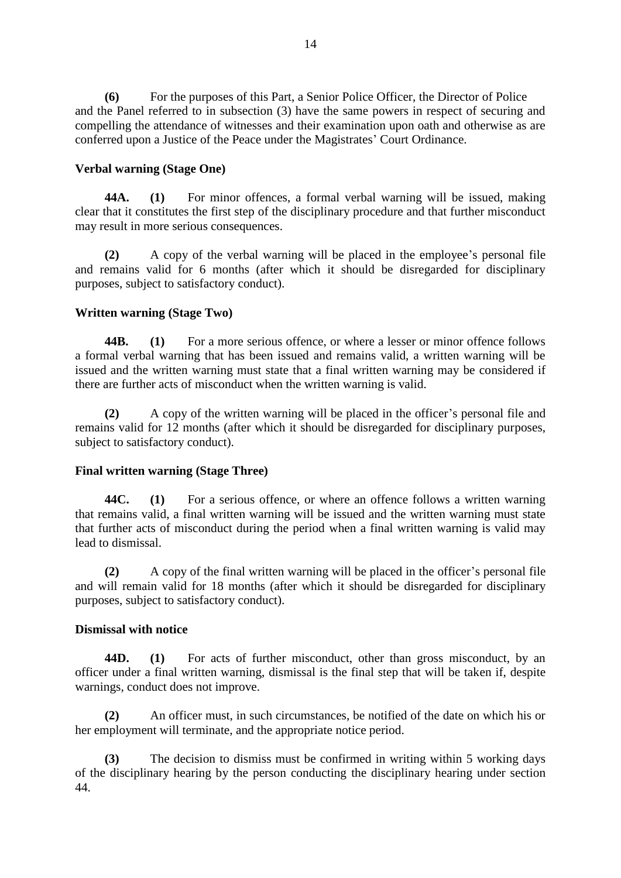**(6)** For the purposes of this Part, a Senior Police Officer, the Director of Police and the Panel referred to in subsection (3) have the same powers in respect of securing and compelling the attendance of witnesses and their examination upon oath and otherwise as are conferred upon a Justice of the Peace under the Magistrates' Court Ordinance.

### Verbal warning (Stage One)

**44A.** **(1)** For minor offences, a formal verbal warning will be issued, making clear that it constitutes the first step of the disciplinary procedure and that further misconduct may result in more serious consequences.

**(2)** A copy of the verbal warning will be placed in the employee's personal file and remains valid for 6 months (after which it should be disregarded for disciplinary purposes, subject to satisfactory conduct).

### Written warning (Stage Two)

**44B.** **(1)** For a more serious offence, or where a lesser or minor offence follows a formal verbal warning that has been issued and remains valid, a written warning will be issued and the written warning must state that a final written warning may be considered if there are further acts of misconduct when the written warning is valid.

**(2)** A copy of the written warning will be placed in the officer's personal file and remains valid for 12 months (after which it should be disregarded for disciplinary purposes, subject to satisfactory conduct).

### Final written warning (Stage Three)

**44C.** **(1)** For a serious offence, or where an offence follows a written warning that remains valid, a final written warning will be issued and the written warning must state that further acts of misconduct during the period when a final written warning is valid may lead to dismissal.

**(2)** A copy of the final written warning will be placed in the officer's personal file and will remain valid for 18 months (after which it should be disregarded for disciplinary purposes, subject to satisfactory conduct).

### Dismissal with notice

**44D.** **(1)** For acts of further misconduct, other than gross misconduct, by an officer under a final written warning, dismissal is the final step that will be taken if, despite warnings, conduct does not improve.

**(2)** An officer must, in such circumstances, be notified of the date on which his or her employment will terminate, and the appropriate notice period.

**(3)** The decision to dismiss must be confirmed in writing within 5 working days of the disciplinary hearing by the person conducting the disciplinary hearing under section 44.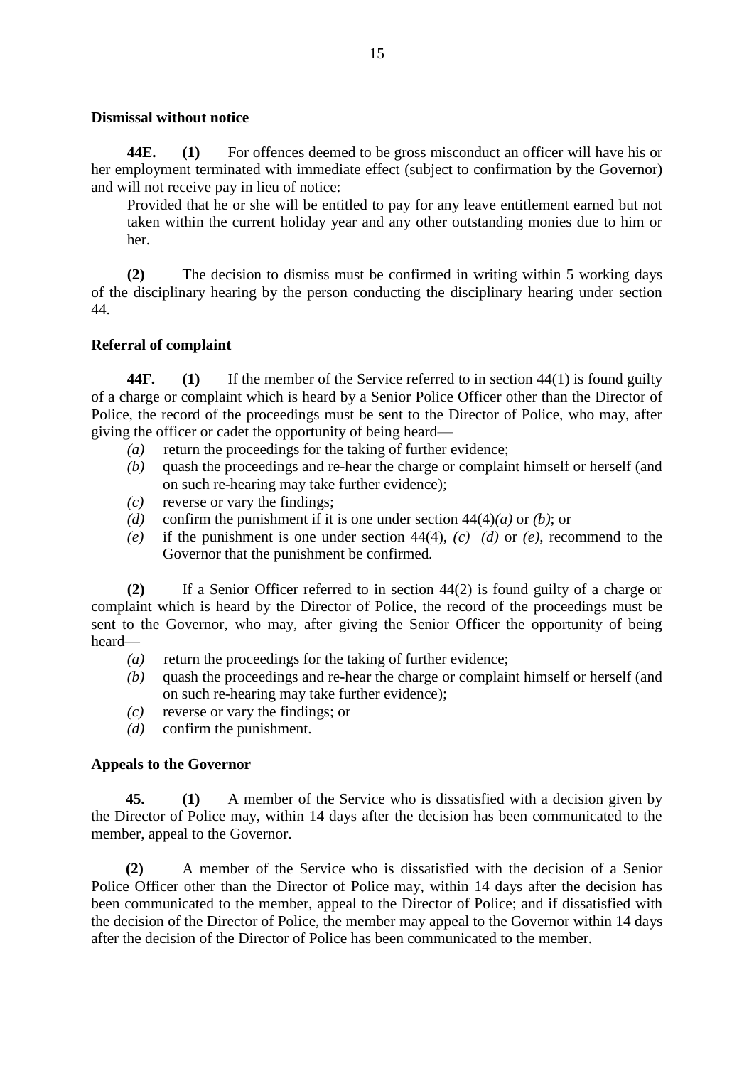**Dismissal without notice**

**44E. (1)** For offences deemed to be gross misconduct an officer will have his or her employment terminated with immediate effect (subject to confirmation by the Governor) and will not receive pay in lieu of notice:

Provided that he or she will be entitled to pay for any leave entitlement earned but not taken within the current holiday year and any other outstanding monies due to him or her.

**(2)** The decision to dismiss must be confirmed in writing within 5 working days of the disciplinary hearing by the person conducting the disciplinary hearing under section 44.

**Referral of complaint**

**44F. (1)** If the member of the Service referred to in section 44(1) is found guilty of a charge or complaint which is heard by a Senior Police Officer other than the Director of Police, the record of the proceedings must be sent to the Director of Police, who may, after giving the officer or cadet the opportunity of being heard—

*(a)* return the proceedings for the taking of further evidence;
*(b)* quash the proceedings and re-hear the charge or complaint himself or herself (and on such re-hearing may take further evidence);
*(c)* reverse or vary the findings;
*(d)* confirm the punishment if it is one under section 44(4)*(a)* or *(b)*; or
*(e)* if the punishment is one under section 44(4), *(c)* *(d)* or *(e)*, recommend to the Governor that the punishment be confirmed.

**(2)** If a Senior Officer referred to in section 44(2) is found guilty of a charge or complaint which is heard by the Director of Police, the record of the proceedings must be sent to the Governor, who may, after giving the Senior Officer the opportunity of being heard—

*(a)* return the proceedings for the taking of further evidence;
*(b)* quash the proceedings and re-hear the charge or complaint himself or herself (and on such re-hearing may take further evidence);
*(c)* reverse or vary the findings; or
*(d)* confirm the punishment.

**Appeals to the Governor**

**45. (1)** A member of the Service who is dissatisfied with a decision given by the Director of Police may, within 14 days after the decision has been communicated to the member, appeal to the Governor.

**(2)** A member of the Service who is dissatisfied with the decision of a Senior Police Officer other than the Director of Police may, within 14 days after the decision has been communicated to the member, appeal to the Director of Police; and if dissatisfied with the decision of the Director of Police, the member may appeal to the Governor within 14 days after the decision of the Director of Police has been communicated to the member.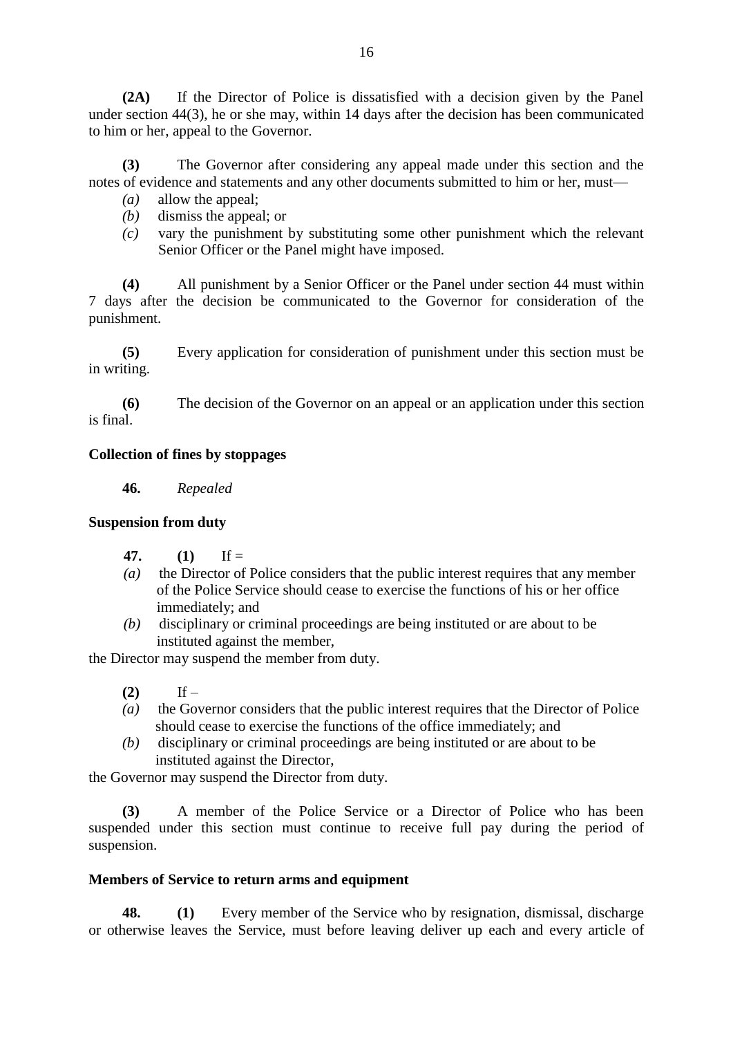**(2A)** If the Director of Police is dissatisfied with a decision given by the Panel under section 44(3), he or she may, within 14 days after the decision has been communicated to him or her, appeal to the Governor.

**(3)** The Governor after considering any appeal made under this section and the notes of evidence and statements and any other documents submitted to him or her, must—

*(a)* allow the appeal;

*(b)* dismiss the appeal; or

*(c)* vary the punishment by substituting some other punishment which the relevant Senior Officer or the Panel might have imposed.

**(4)** All punishment by a Senior Officer or the Panel under section 44 must within 7 days after the decision be communicated to the Governor for consideration of the punishment.

**(5)** Every application for consideration of punishment under this section must be in writing.

**(6)** The decision of the Governor on an appeal or an application under this section is final.

**Collection of fines by stoppages**

**46.** *Repealed*

**Suspension from duty**

**47.** **(1)** If =

*(a)* the Director of Police considers that the public interest requires that any member of the Police Service should cease to exercise the functions of his or her office immediately; and

*(b)* disciplinary or criminal proceedings are being instituted or are about to be instituted against the member,

the Director may suspend the member from duty.

**(2)** If –

*(a)* the Governor considers that the public interest requires that the Director of Police should cease to exercise the functions of the office immediately; and

*(b)* disciplinary or criminal proceedings are being instituted or are about to be instituted against the Director,

the Governor may suspend the Director from duty.

**(3)** A member of the Police Service or a Director of Police who has been suspended under this section must continue to receive full pay during the period of suspension.

**Members of Service to return arms and equipment**

**48.** **(1)** Every member of the Service who by resignation, dismissal, discharge or otherwise leaves the Service, must before leaving deliver up each and every article of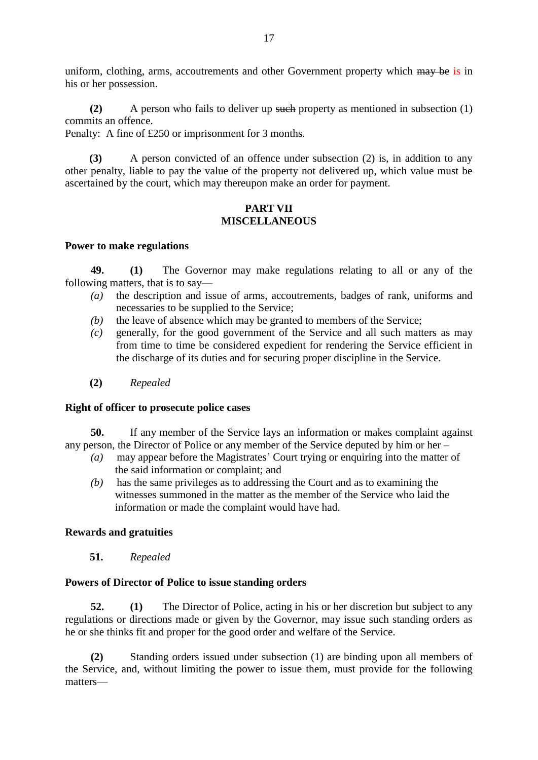uniform, clothing, arms, accoutrements and other Government property which ~~may be~~ is in his or her possession.

**(2)** A person who fails to deliver up ~~such~~ property as mentioned in subsection (1) commits an offence.
Penalty: A fine of £250 or imprisonment for 3 months.

**(3)** A person convicted of an offence under subsection (2) is, in addition to any other penalty, liable to pay the value of the property not delivered up, which value must be ascertained by the court, which may thereupon make an order for payment.

## PART VII
## MISCELLANEOUS

**Power to make regulations**

**49.** **(1)** The Governor may make regulations relating to all or any of the following matters, that is to say—

*(a)* the description and issue of arms, accoutrements, badges of rank, uniforms and necessaries to be supplied to the Service;

*(b)* the leave of absence which may be granted to members of the Service;

*(c)* generally, for the good government of the Service and all such matters as may from time to time be considered expedient for rendering the Service efficient in the discharge of its duties and for securing proper discipline in the Service.

**(2)** *Repealed*

**Right of officer to prosecute police cases**

**50.** If any member of the Service lays an information or makes complaint against any person, the Director of Police or any member of the Service deputed by him or her –

*(a)* may appear before the Magistrates' Court trying or enquiring into the matter of the said information or complaint; and

*(b)* has the same privileges as to addressing the Court and as to examining the witnesses summoned in the matter as the member of the Service who laid the information or made the complaint would have had.

**Rewards and gratuities**

**51.** *Repealed*

**Powers of Director of Police to issue standing orders**

**52.** **(1)** The Director of Police, acting in his or her discretion but subject to any regulations or directions made or given by the Governor, may issue such standing orders as he or she thinks fit and proper for the good order and welfare of the Service.

**(2)** Standing orders issued under subsection (1) are binding upon all members of the Service, and, without limiting the power to issue them, must provide for the following matters—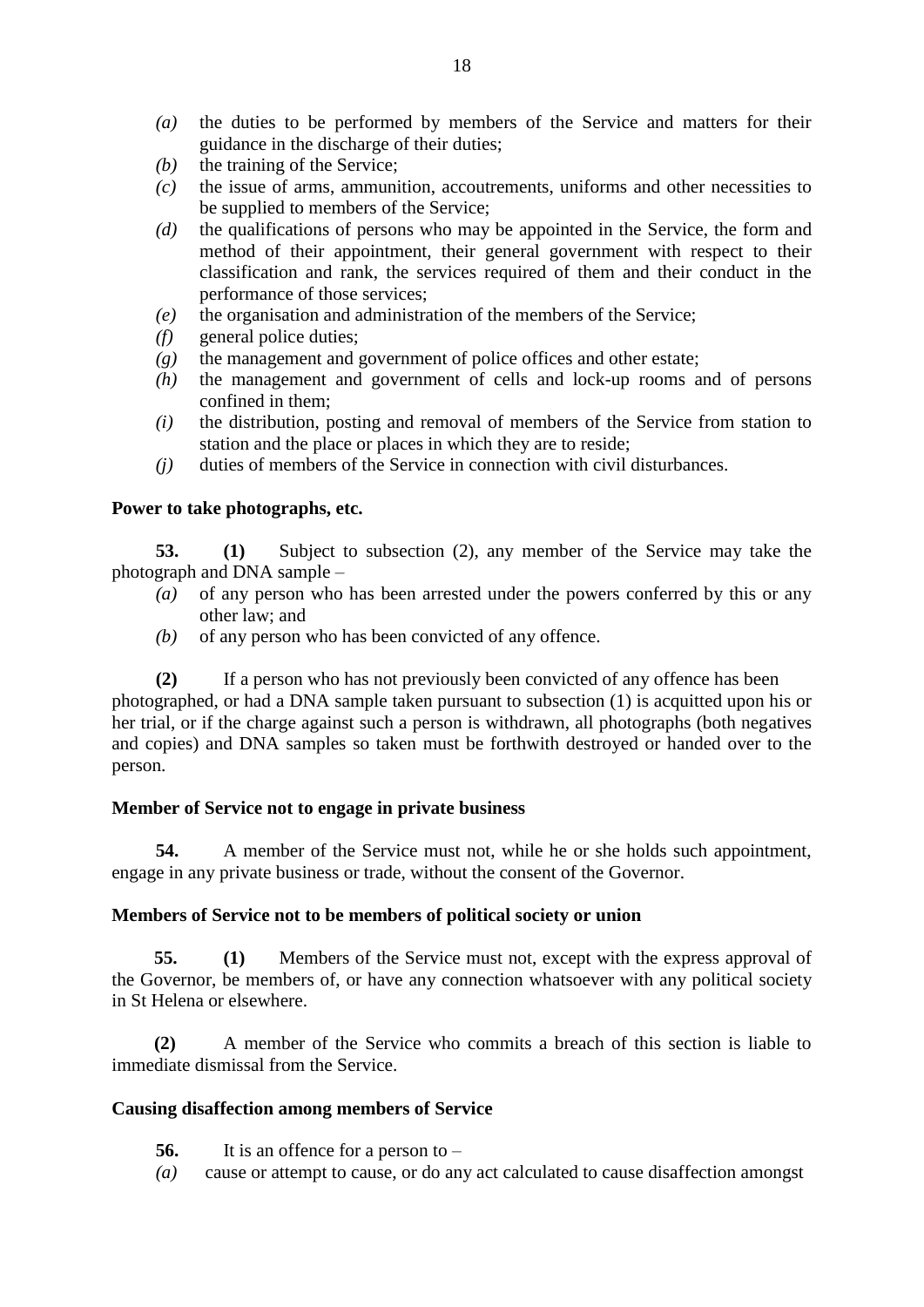*(a)* the duties to be performed by members of the Service and matters for their guidance in the discharge of their duties;

*(b)* the training of the Service;

*(c)* the issue of arms, ammunition, accoutrements, uniforms and other necessities to be supplied to members of the Service;

*(d)* the qualifications of persons who may be appointed in the Service, the form and method of their appointment, their general government with respect to their classification and rank, the services required of them and their conduct in the performance of those services;

*(e)* the organisation and administration of the members of the Service;

*(f)* general police duties;

*(g)* the management and government of police offices and other estate;

*(h)* the management and government of cells and lock-up rooms and of persons confined in them;

*(i)* the distribution, posting and removal of members of the Service from station to station and the place or places in which they are to reside;

*(j)* duties of members of the Service in connection with civil disturbances.

**Power to take photographs, etc.**

**53. (1)** Subject to subsection (2), any member of the Service may take the photograph and DNA sample –

*(a)* of any person who has been arrested under the powers conferred by this or any other law; and

*(b)* of any person who has been convicted of any offence.

**(2)** If a person who has not previously been convicted of any offence has been photographed, or had a DNA sample taken pursuant to subsection (1) is acquitted upon his or her trial, or if the charge against such a person is withdrawn, all photographs (both negatives and copies) and DNA samples so taken must be forthwith destroyed or handed over to the person.

**Member of Service not to engage in private business**

**54.** A member of the Service must not, while he or she holds such appointment, engage in any private business or trade, without the consent of the Governor.

**Members of Service not to be members of political society or union**

**55. (1)** Members of the Service must not, except with the express approval of the Governor, be members of, or have any connection whatsoever with any political society in St Helena or elsewhere.

**(2)** A member of the Service who commits a breach of this section is liable to immediate dismissal from the Service.

**Causing disaffection among members of Service**

**56.** It is an offence for a person to –

*(a)* cause or attempt to cause, or do any act calculated to cause disaffection amongst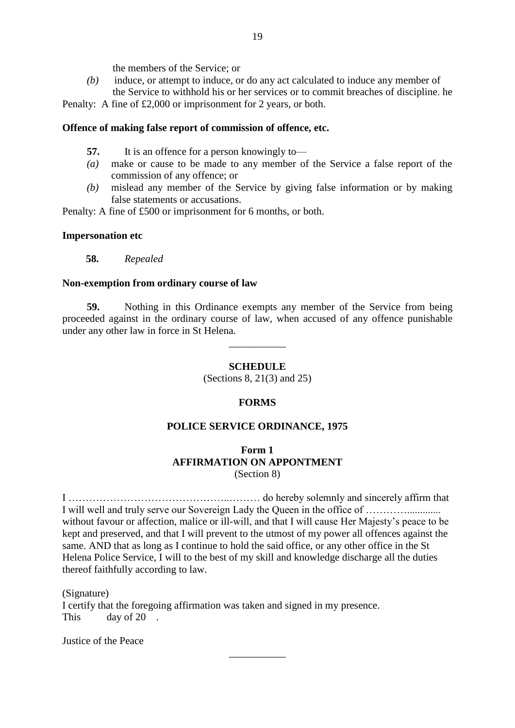the members of the Service; or

*(b)* induce, or attempt to induce, or do any act calculated to induce any member of the Service to withhold his or her services or to commit breaches of discipline. he

Penalty: A fine of £2,000 or imprisonment for 2 years, or both.

**Offence of making false report of commission of offence, etc.**

**57.** It is an offence for a person knowingly to—

*(a)* make or cause to be made to any member of the Service a false report of the commission of any offence; or

*(b)* mislead any member of the Service by giving false information or by making false statements or accusations.

Penalty: A fine of £500 or imprisonment for 6 months, or both.

**Impersonation etc**

**58.** *Repealed*

**Non-exemption from ordinary course of law**

**59.** Nothing in this Ordinance exempts any member of the Service from being proceeded against in the ordinary course of law, when accused of any offence punishable under any other law in force in St Helena.

___________

**SCHEDULE**

(Sections 8, 21(3) and 25)

**FORMS**

**POLICE SERVICE ORDINANCE, 1975**

**Form 1**
**AFFIRMATION ON APPONTMENT**
(Section 8)

I ………………………………………..……… do hereby solemnly and sincerely affirm that I will well and truly serve our Sovereign Lady the Queen in the office of …………............ without favour or affection, malice or ill-will, and that I will cause Her Majesty's peace to be kept and preserved, and that I will prevent to the utmost of my power all offences against the same. AND that as long as I continue to hold the said office, or any other office in the St Helena Police Service, I will to the best of my skill and knowledge discharge all the duties thereof faithfully according to law.

(Signature)

I certify that the foregoing affirmation was taken and signed in my presence.

This day of 20 .

Justice of the Peace

___________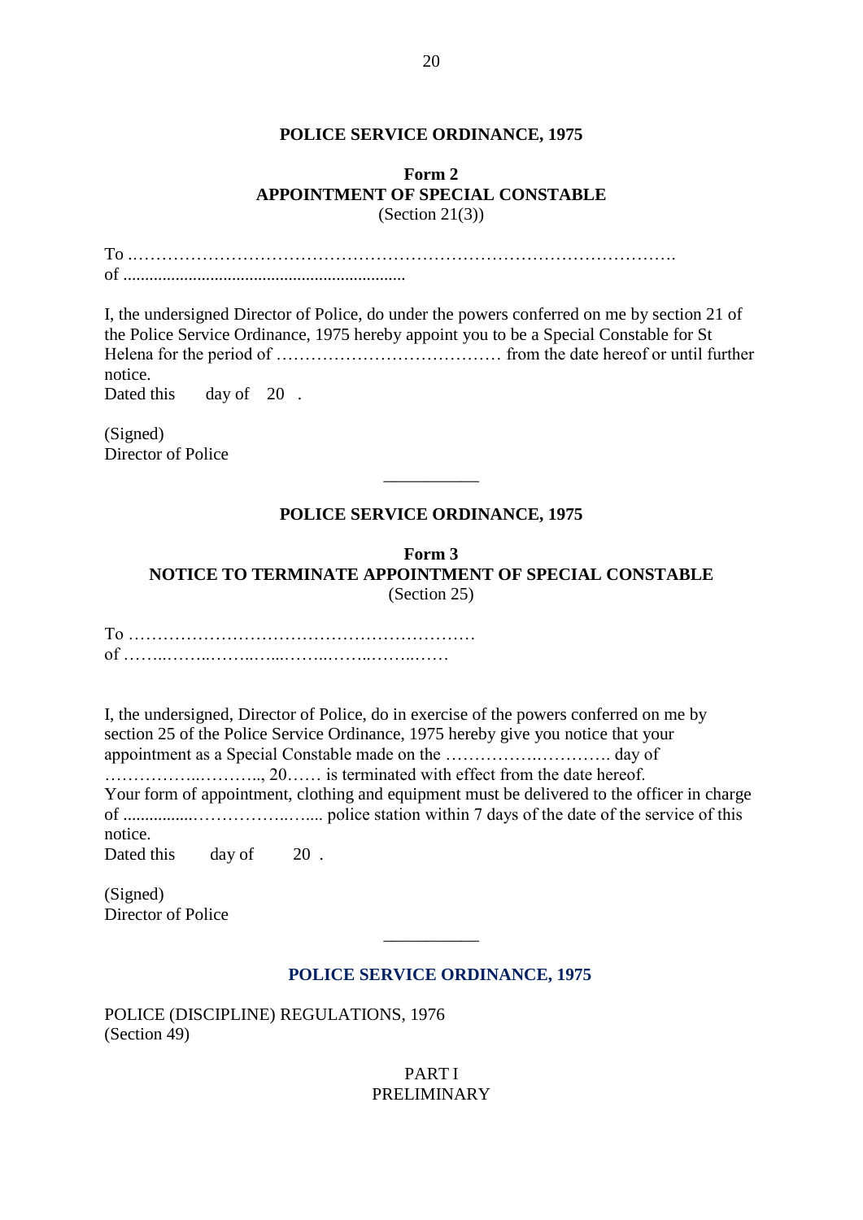**POLICE SERVICE ORDINANCE, 1975**

**Form 2**
**APPOINTMENT OF SPECIAL CONSTABLE**
(Section 21(3))

To .……………………………………………………………………………………….
of ................................................................

I, the undersigned Director of Police, do under the powers conferred on me by section 21 of the Police Service Ordinance, 1975 hereby appoint you to be a Special Constable for St Helena for the period of ………………………………… from the date hereof or until further notice.
Dated this day of 20 .

(Signed)
Director of Police

---

**POLICE SERVICE ORDINANCE, 1975**

**Form 3**
**NOTICE TO TERMINATE APPOINTMENT OF SPECIAL CONSTABLE**
(Section 25)

To ……………………………………………………
of ……..……..……..…....……..……..……..……

I, the undersigned, Director of Police, do in exercise of the powers conferred on me by section 25 of the Police Service Ordinance, 1975 hereby give you notice that your appointment as a Special Constable made on the …………….…………. day of ……………..……….., 20…… is terminated with effect from the date hereof.
Your form of appointment, clothing and equipment must be delivered to the officer in charge of ................……………..…..... police station within 7 days of the date of the service of this notice.
Dated this day of 20 .

(Signed)
Director of Police

---

**POLICE SERVICE ORDINANCE, 1975**

POLICE (DISCIPLINE) REGULATIONS, 1976
(Section 49)

PART I
PRELIMINARY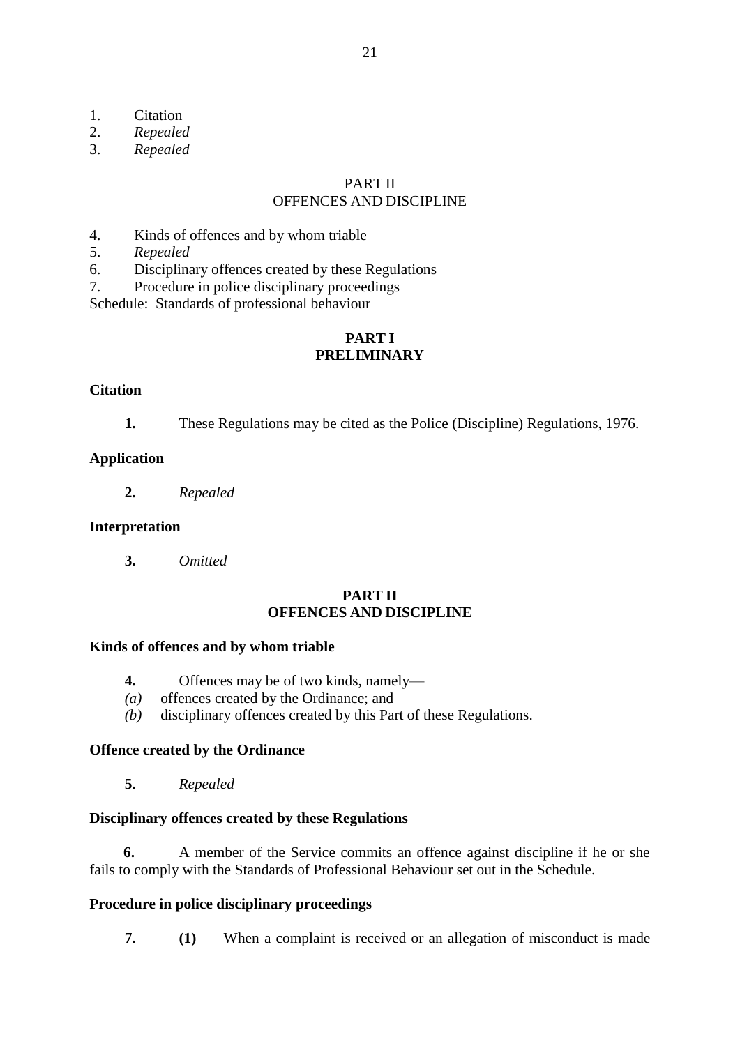1. Citation
2. *Repealed*
3. *Repealed*

PART II
OFFENCES AND DISCIPLINE

4. Kinds of offences and by whom triable
5. *Repealed*
6. Disciplinary offences created by these Regulations
7. Procedure in police disciplinary proceedings

Schedule: Standards of professional behaviour

## PART I
## PRELIMINARY

### Citation

**1.** These Regulations may be cited as the Police (Discipline) Regulations, 1976.

### Application

**2.** *Repealed*

### Interpretation

**3.** *Omitted*

## PART II
## OFFENCES AND DISCIPLINE

### Kinds of offences and by whom triable

**4.** Offences may be of two kinds, namely—

*(a)* offences created by the Ordinance; and

*(b)* disciplinary offences created by this Part of these Regulations.

### Offence created by the Ordinance

**5.** *Repealed*

### Disciplinary offences created by these Regulations

**6.** A member of the Service commits an offence against discipline if he or she fails to comply with the Standards of Professional Behaviour set out in the Schedule.

### Procedure in police disciplinary proceedings

**7.** **(1)** When a complaint is received or an allegation of misconduct is made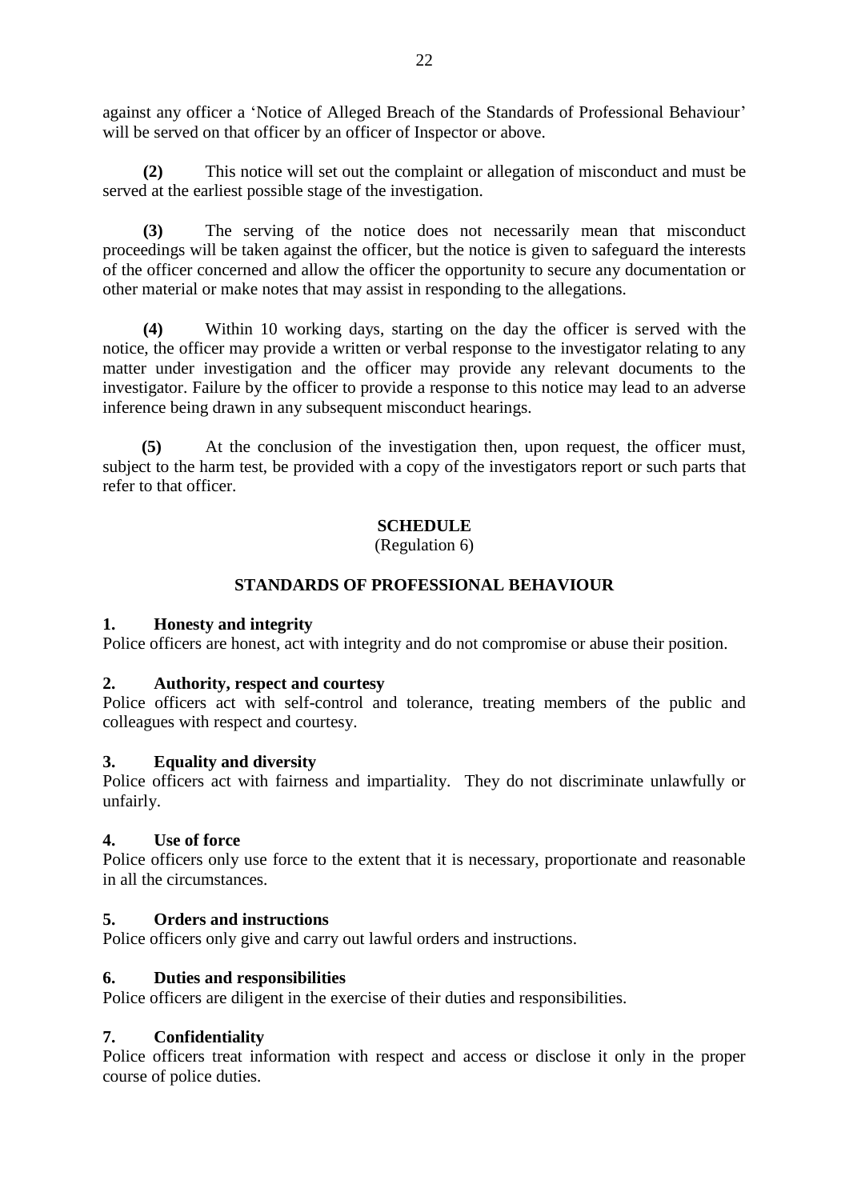against any officer a 'Notice of Alleged Breach of the Standards of Professional Behaviour' will be served on that officer by an officer of Inspector or above.

**(2)** This notice will set out the complaint or allegation of misconduct and must be served at the earliest possible stage of the investigation.

**(3)** The serving of the notice does not necessarily mean that misconduct proceedings will be taken against the officer, but the notice is given to safeguard the interests of the officer concerned and allow the officer the opportunity to secure any documentation or other material or make notes that may assist in responding to the allegations.

**(4)** Within 10 working days, starting on the day the officer is served with the notice, the officer may provide a written or verbal response to the investigator relating to any matter under investigation and the officer may provide any relevant documents to the investigator. Failure by the officer to provide a response to this notice may lead to an adverse inference being drawn in any subsequent misconduct hearings.

**(5)** At the conclusion of the investigation then, upon request, the officer must, subject to the harm test, be provided with a copy of the investigators report or such parts that refer to that officer.

## SCHEDULE

(Regulation 6)

## STANDARDS OF PROFESSIONAL BEHAVIOUR

### 1. Honesty and integrity

Police officers are honest, act with integrity and do not compromise or abuse their position.

### 2. Authority, respect and courtesy

Police officers act with self-control and tolerance, treating members of the public and colleagues with respect and courtesy.

### 3. Equality and diversity

Police officers act with fairness and impartiality. They do not discriminate unlawfully or unfairly.

### 4. Use of force

Police officers only use force to the extent that it is necessary, proportionate and reasonable in all the circumstances.

### 5. Orders and instructions

Police officers only give and carry out lawful orders and instructions.

### 6. Duties and responsibilities

Police officers are diligent in the exercise of their duties and responsibilities.

### 7. Confidentiality

Police officers treat information with respect and access or disclose it only in the proper course of police duties.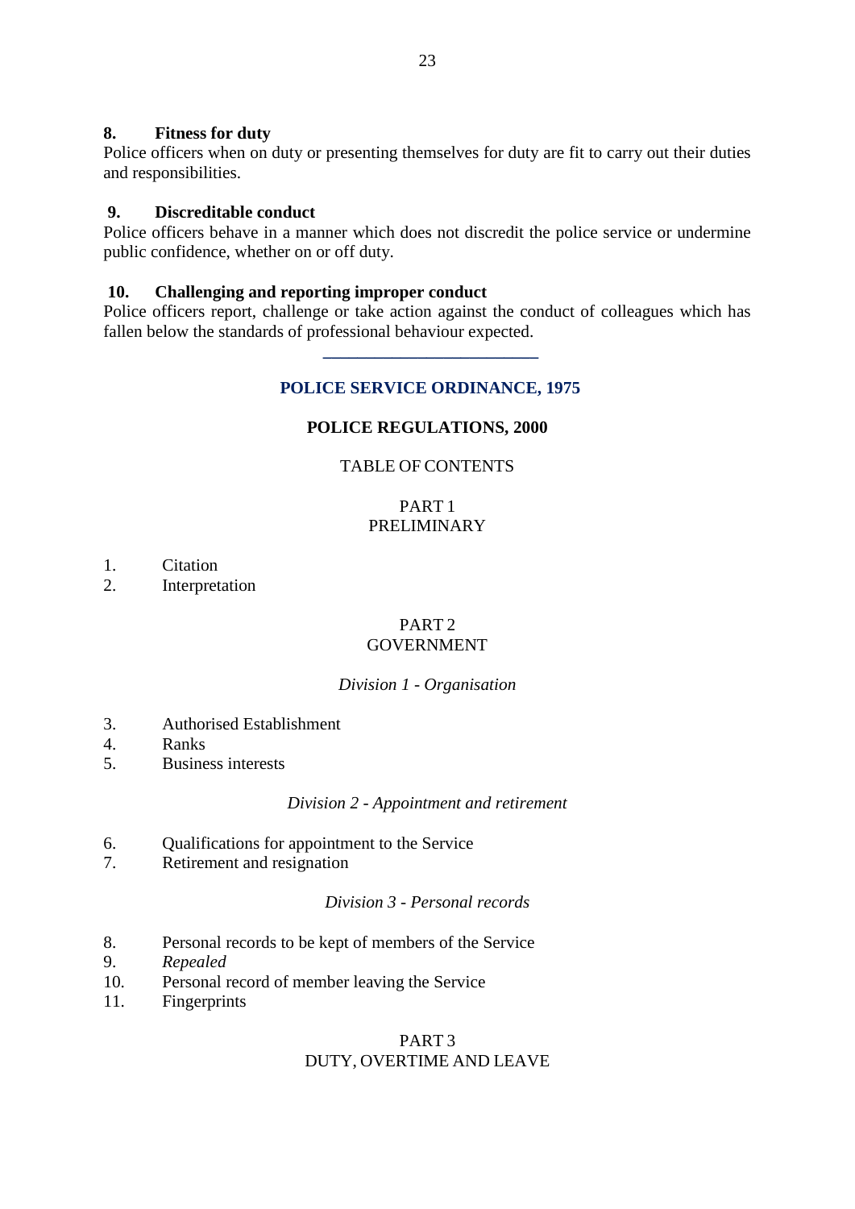**8. Fitness for duty**

Police officers when on duty or presenting themselves for duty are fit to carry out their duties and responsibilities.

**9. Discreditable conduct**

Police officers behave in a manner which does not discredit the police service or undermine public confidence, whether on or off duty.

**10. Challenging and reporting improper conduct**

Police officers report, challenge or take action against the conduct of colleagues which has fallen below the standards of professional behaviour expected.

---

## POLICE SERVICE ORDINANCE, 1975

## POLICE REGULATIONS, 2000

TABLE OF CONTENTS

PART 1
PRELIMINARY

1. Citation
2. Interpretation

PART 2
GOVERNMENT

*Division 1 - Organisation*

3. Authorised Establishment
4. Ranks
5. Business interests

*Division 2 - Appointment and retirement*

6. Qualifications for appointment to the Service
7. Retirement and resignation

*Division 3 - Personal records*

8. Personal records to be kept of members of the Service
9. *Repealed*
10. Personal record of member leaving the Service
11. Fingerprints

PART 3
DUTY, OVERTIME AND LEAVE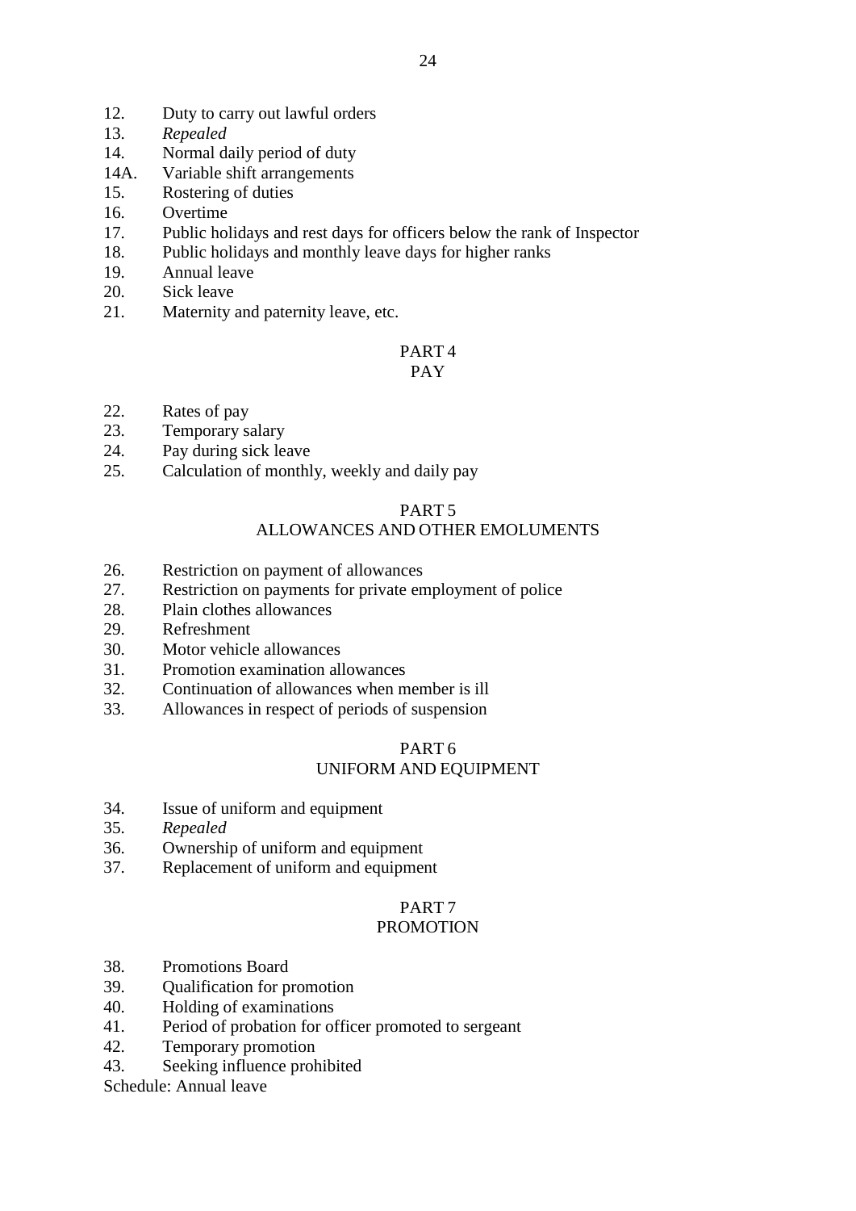12. Duty to carry out lawful orders
13. *Repealed*
14. Normal daily period of duty
14A. Variable shift arrangements
15. Rostering of duties
16. Overtime
17. Public holidays and rest days for officers below the rank of Inspector
18. Public holidays and monthly leave days for higher ranks
19. Annual leave
20. Sick leave
21. Maternity and paternity leave, etc.

## PART 4
## PAY

22. Rates of pay
23. Temporary salary
24. Pay during sick leave
25. Calculation of monthly, weekly and daily pay

## PART 5
## ALLOWANCES AND OTHER EMOLUMENTS

26. Restriction on payment of allowances
27. Restriction on payments for private employment of police
28. Plain clothes allowances
29. Refreshment
30. Motor vehicle allowances
31. Promotion examination allowances
32. Continuation of allowances when member is ill
33. Allowances in respect of periods of suspension

## PART 6
## UNIFORM AND EQUIPMENT

34. Issue of uniform and equipment
35. *Repealed*
36. Ownership of uniform and equipment
37. Replacement of uniform and equipment

## PART 7
## PROMOTION

38. Promotions Board
39. Qualification for promotion
40. Holding of examinations
41. Period of probation for officer promoted to sergeant
42. Temporary promotion
43. Seeking influence prohibited

Schedule: Annual leave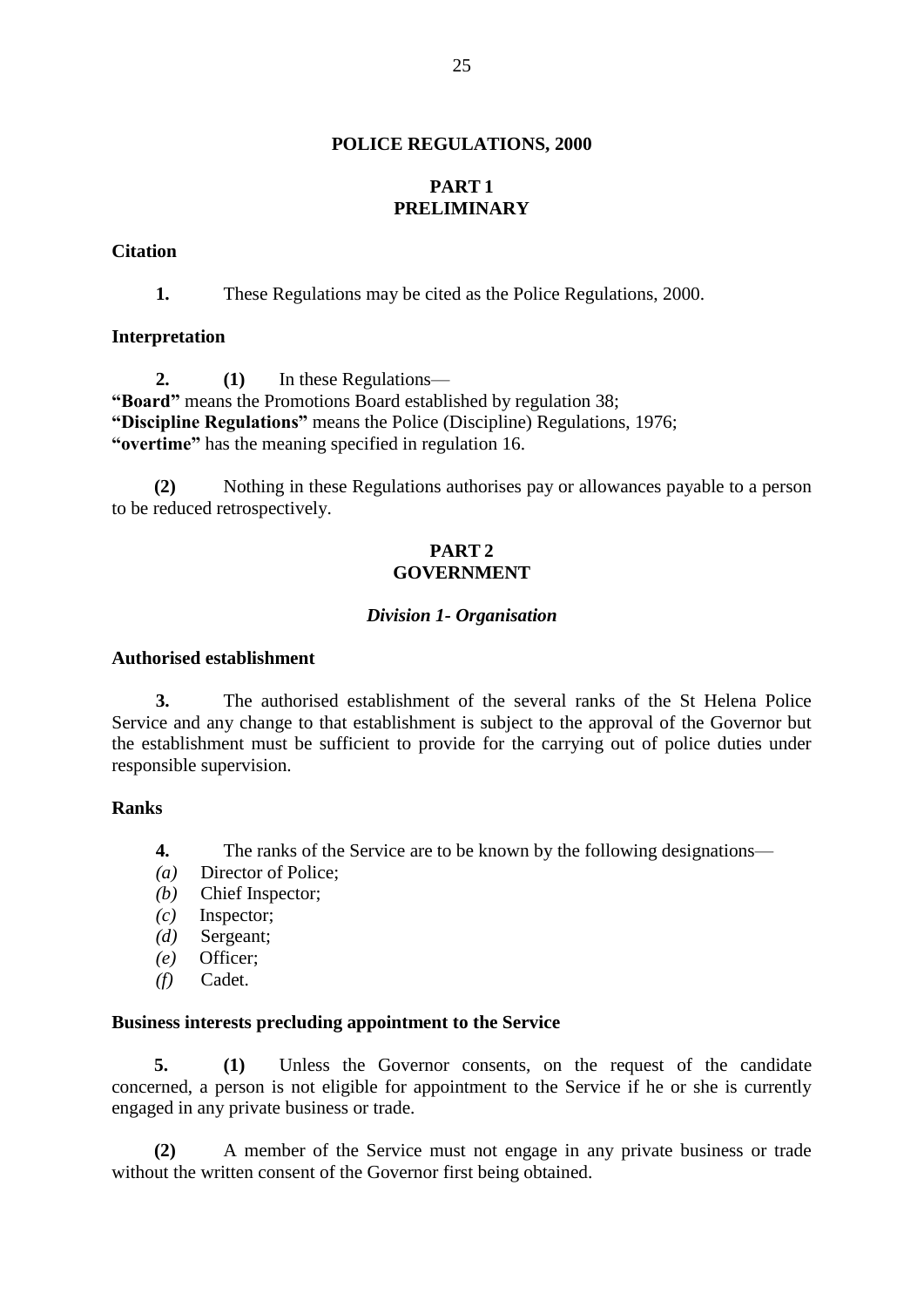# POLICE REGULATIONS, 2000

## PART 1
## PRELIMINARY

**Citation**

**1.** These Regulations may be cited as the Police Regulations, 2000.

**Interpretation**

**2.** **(1)** In these Regulations—

**"Board"** means the Promotions Board established by regulation 38;

**"Discipline Regulations"** means the Police (Discipline) Regulations, 1976;

**"overtime"** has the meaning specified in regulation 16.

**(2)** Nothing in these Regulations authorises pay or allowances payable to a person to be reduced retrospectively.

## PART 2
## GOVERNMENT

### *Division 1- Organisation*

**Authorised establishment**

**3.** The authorised establishment of the several ranks of the St Helena Police Service and any change to that establishment is subject to the approval of the Governor but the establishment must be sufficient to provide for the carrying out of police duties under responsible supervision.

**Ranks**

**4.** The ranks of the Service are to be known by the following designations—

*(a)* Director of Police;

*(b)* Chief Inspector;

*(c)* Inspector;

*(d)* Sergeant;

*(e)* Officer;

*(f)* Cadet.

**Business interests precluding appointment to the Service**

**5.** **(1)** Unless the Governor consents, on the request of the candidate concerned, a person is not eligible for appointment to the Service if he or she is currently engaged in any private business or trade.

**(2)** A member of the Service must not engage in any private business or trade without the written consent of the Governor first being obtained.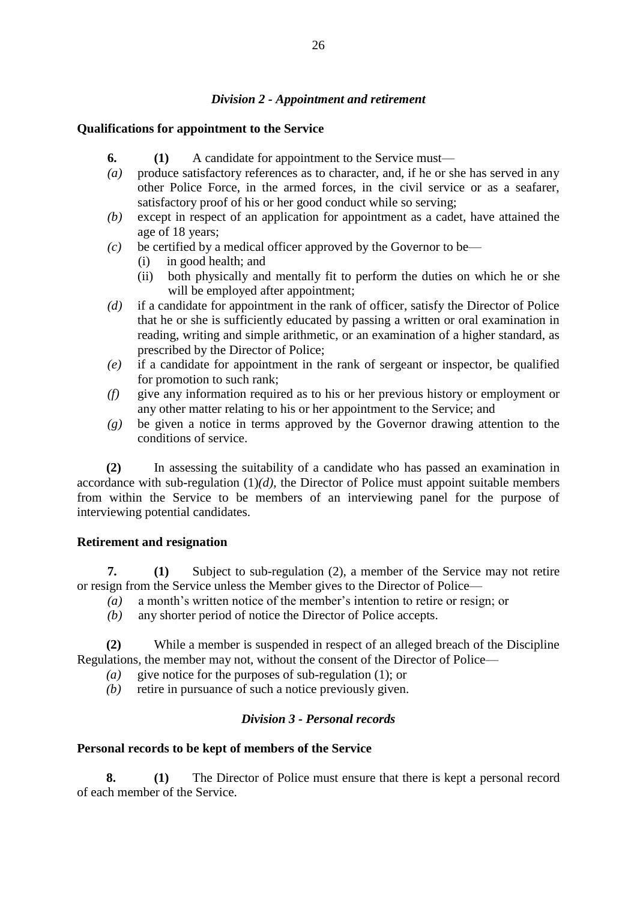### *Division 2 - Appointment and retirement*

**Qualifications for appointment to the Service**

**6.** **(1)** A candidate for appointment to the Service must—

*(a)* produce satisfactory references as to character, and, if he or she has served in any other Police Force, in the armed forces, in the civil service or as a seafarer, satisfactory proof of his or her good conduct while so serving;

*(b)* except in respect of an application for appointment as a cadet, have attained the age of 18 years;

*(c)* be certified by a medical officer approved by the Governor to be—

  (i) in good health; and

  (ii) both physically and mentally fit to perform the duties on which he or she will be employed after appointment;

*(d)* if a candidate for appointment in the rank of officer, satisfy the Director of Police that he or she is sufficiently educated by passing a written or oral examination in reading, writing and simple arithmetic, or an examination of a higher standard, as prescribed by the Director of Police;

*(e)* if a candidate for appointment in the rank of sergeant or inspector, be qualified for promotion to such rank;

*(f)* give any information required as to his or her previous history or employment or any other matter relating to his or her appointment to the Service; and

*(g)* be given a notice in terms approved by the Governor drawing attention to the conditions of service.

**(2)** In assessing the suitability of a candidate who has passed an examination in accordance with sub-regulation (1)*(d)*, the Director of Police must appoint suitable members from within the Service to be members of an interviewing panel for the purpose of interviewing potential candidates.

**Retirement and resignation**

**7.** **(1)** Subject to sub-regulation (2), a member of the Service may not retire or resign from the Service unless the Member gives to the Director of Police—

*(a)* a month's written notice of the member's intention to retire or resign; or

*(b)* any shorter period of notice the Director of Police accepts.

**(2)** While a member is suspended in respect of an alleged breach of the Discipline Regulations, the member may not, without the consent of the Director of Police—

*(a)* give notice for the purposes of sub-regulation (1); or

*(b)* retire in pursuance of such a notice previously given.

### *Division 3 - Personal records*

**Personal records to be kept of members of the Service**

**8.** **(1)** The Director of Police must ensure that there is kept a personal record of each member of the Service.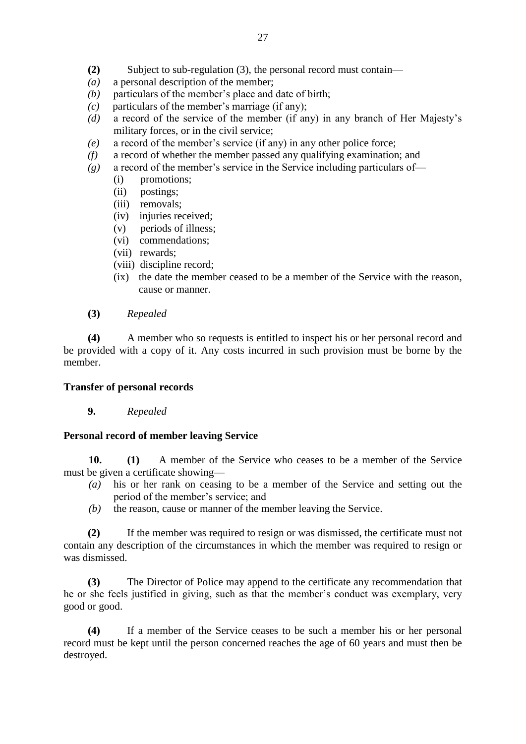**(2)** Subject to sub-regulation (3), the personal record must contain—

*(a)* a personal description of the member;

*(b)* particulars of the member's place and date of birth;

*(c)* particulars of the member's marriage (if any);

*(d)* a record of the service of the member (if any) in any branch of Her Majesty's military forces, or in the civil service;

*(e)* a record of the member's service (if any) in any other police force;

*(f)* a record of whether the member passed any qualifying examination; and

*(g)* a record of the member's service in the Service including particulars of—

(i) promotions;

(ii) postings;

(iii) removals;

(iv) injuries received;

(v) periods of illness;

(vi) commendations;

(vii) rewards;

(viii) discipline record;

(ix) the date the member ceased to be a member of the Service with the reason, cause or manner.

**(3)** *Repealed*

**(4)** A member who so requests is entitled to inspect his or her personal record and be provided with a copy of it. Any costs incurred in such provision must be borne by the member.

**Transfer of personal records**

**9.** *Repealed*

**Personal record of member leaving Service**

**10.** **(1)** A member of the Service who ceases to be a member of the Service must be given a certificate showing—

*(a)* his or her rank on ceasing to be a member of the Service and setting out the period of the member's service; and

*(b)* the reason, cause or manner of the member leaving the Service.

**(2)** If the member was required to resign or was dismissed, the certificate must not contain any description of the circumstances in which the member was required to resign or was dismissed.

**(3)** The Director of Police may append to the certificate any recommendation that he or she feels justified in giving, such as that the member's conduct was exemplary, very good or good.

**(4)** If a member of the Service ceases to be such a member his or her personal record must be kept until the person concerned reaches the age of 60 years and must then be destroyed.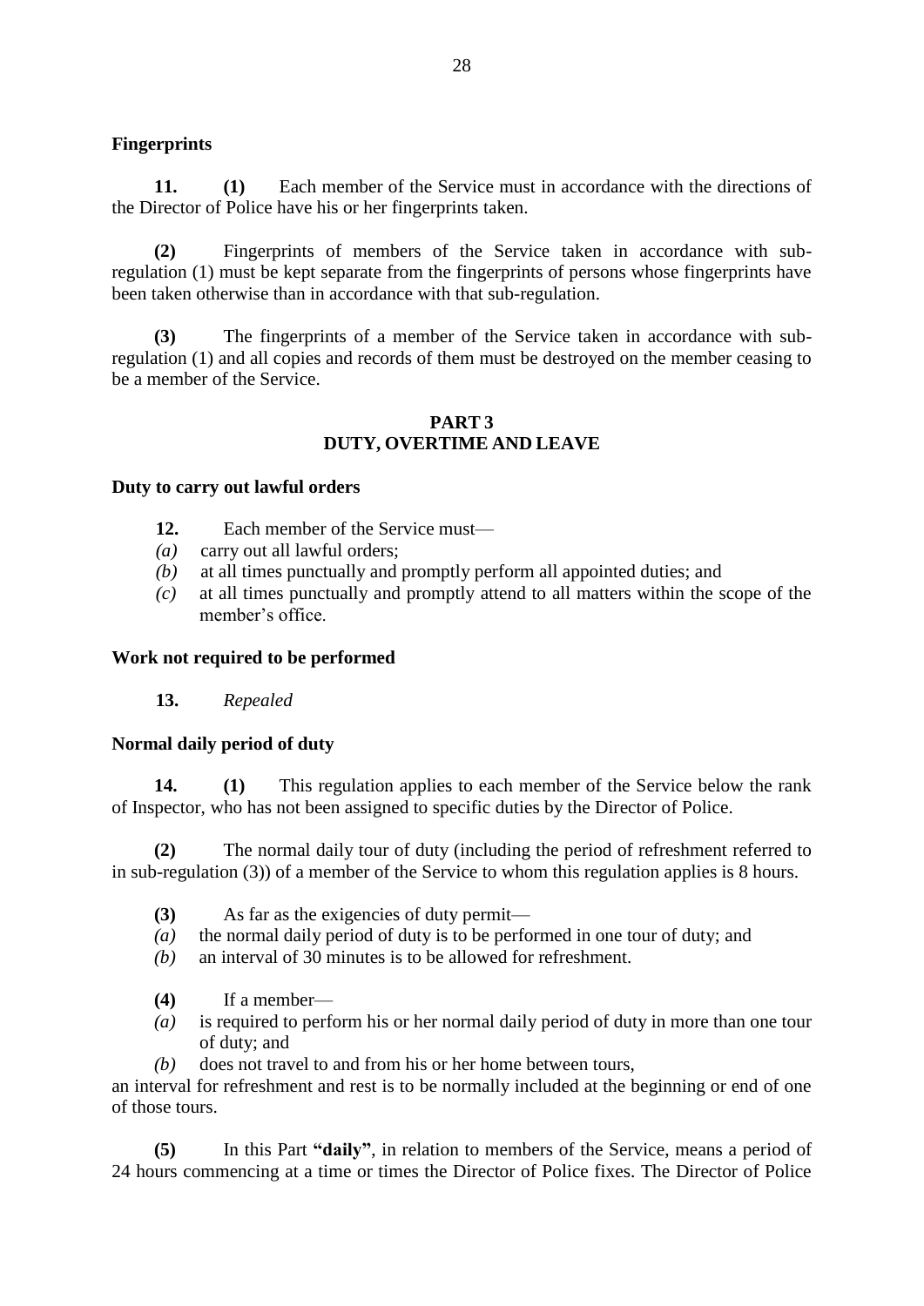**Fingerprints**

**11.** **(1)** Each member of the Service must in accordance with the directions of the Director of Police have his or her fingerprints taken.

**(2)** Fingerprints of members of the Service taken in accordance with sub-regulation (1) must be kept separate from the fingerprints of persons whose fingerprints have been taken otherwise than in accordance with that sub-regulation.

**(3)** The fingerprints of a member of the Service taken in accordance with sub-regulation (1) and all copies and records of them must be destroyed on the member ceasing to be a member of the Service.

## PART 3
## DUTY, OVERTIME AND LEAVE

**Duty to carry out lawful orders**

**12.** Each member of the Service must—

*(a)* carry out all lawful orders;

*(b)* at all times punctually and promptly perform all appointed duties; and

*(c)* at all times punctually and promptly attend to all matters within the scope of the member's office.

**Work not required to be performed**

**13.** *Repealed*

**Normal daily period of duty**

**14.** **(1)** This regulation applies to each member of the Service below the rank of Inspector, who has not been assigned to specific duties by the Director of Police.

**(2)** The normal daily tour of duty (including the period of refreshment referred to in sub-regulation (3)) of a member of the Service to whom this regulation applies is 8 hours.

**(3)** As far as the exigencies of duty permit—

*(a)* the normal daily period of duty is to be performed in one tour of duty; and

*(b)* an interval of 30 minutes is to be allowed for refreshment.

**(4)** If a member—

*(a)* is required to perform his or her normal daily period of duty in more than one tour of duty; and

*(b)* does not travel to and from his or her home between tours,

an interval for refreshment and rest is to be normally included at the beginning or end of one of those tours.

**(5)** In this Part **"daily"**, in relation to members of the Service, means a period of 24 hours commencing at a time or times the Director of Police fixes. The Director of Police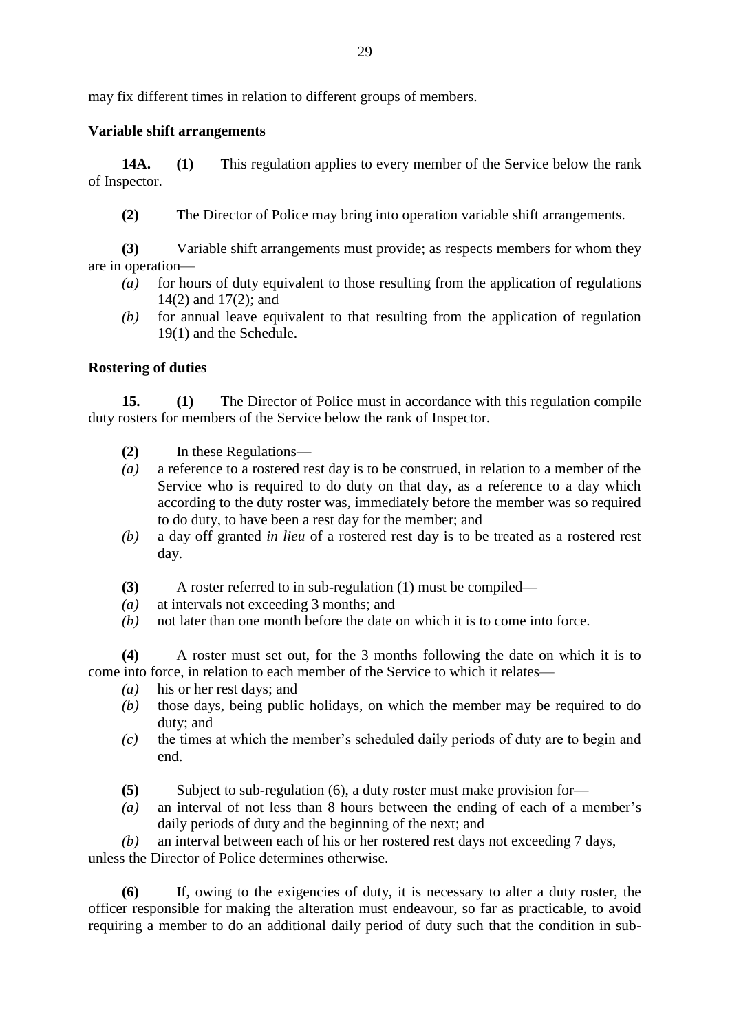may fix different times in relation to different groups of members.

**Variable shift arrangements**

**14A. (1)** This regulation applies to every member of the Service below the rank of Inspector.

**(2)** The Director of Police may bring into operation variable shift arrangements.

**(3)** Variable shift arrangements must provide; as respects members for whom they are in operation—

*(a)* for hours of duty equivalent to those resulting from the application of regulations 14(2) and 17(2); and

*(b)* for annual leave equivalent to that resulting from the application of regulation 19(1) and the Schedule.

**Rostering of duties**

**15. (1)** The Director of Police must in accordance with this regulation compile duty rosters for members of the Service below the rank of Inspector.

**(2)** In these Regulations—

*(a)* a reference to a rostered rest day is to be construed, in relation to a member of the Service who is required to do duty on that day, as a reference to a day which according to the duty roster was, immediately before the member was so required to do duty, to have been a rest day for the member; and

*(b)* a day off granted *in lieu* of a rostered rest day is to be treated as a rostered rest day.

**(3)** A roster referred to in sub-regulation (1) must be compiled—

*(a)* at intervals not exceeding 3 months; and

*(b)* not later than one month before the date on which it is to come into force.

**(4)** A roster must set out, for the 3 months following the date on which it is to come into force, in relation to each member of the Service to which it relates—

*(a)* his or her rest days; and

*(b)* those days, being public holidays, on which the member may be required to do duty; and

*(c)* the times at which the member's scheduled daily periods of duty are to begin and end.

**(5)** Subject to sub-regulation (6), a duty roster must make provision for—

*(a)* an interval of not less than 8 hours between the ending of each of a member's daily periods of duty and the beginning of the next; and

*(b)* an interval between each of his or her rostered rest days not exceeding 7 days,

unless the Director of Police determines otherwise.

**(6)** If, owing to the exigencies of duty, it is necessary to alter a duty roster, the officer responsible for making the alteration must endeavour, so far as practicable, to avoid requiring a member to do an additional daily period of duty such that the condition in sub-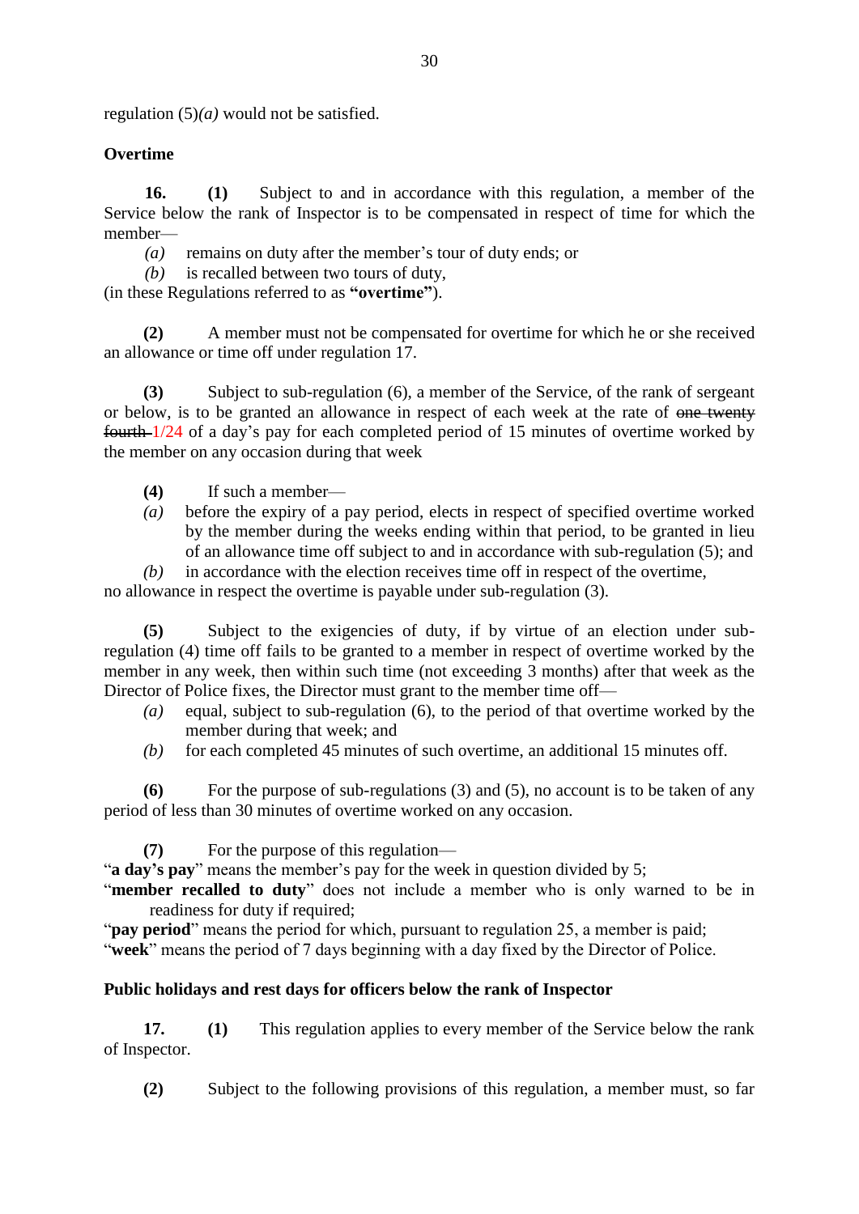regulation (5)*(a)* would not be satisfied.

**Overtime**

**16. (1)** Subject to and in accordance with this regulation, a member of the Service below the rank of Inspector is to be compensated in respect of time for which the member—

*(a)* remains on duty after the member's tour of duty ends; or

*(b)* is recalled between two tours of duty,

(in these Regulations referred to as **"overtime"**).

**(2)** A member must not be compensated for overtime for which he or she received an allowance or time off under regulation 17.

**(3)** Subject to sub-regulation (6), a member of the Service, of the rank of sergeant or below, is to be granted an allowance in respect of each week at the rate of ~~one twenty fourth~~ 1/24 of a day's pay for each completed period of 15 minutes of overtime worked by the member on any occasion during that week

**(4)** If such a member—

*(a)* before the expiry of a pay period, elects in respect of specified overtime worked by the member during the weeks ending within that period, to be granted in lieu of an allowance time off subject to and in accordance with sub-regulation (5); and

*(b)* in accordance with the election receives time off in respect of the overtime,

no allowance in respect the overtime is payable under sub-regulation (3).

**(5)** Subject to the exigencies of duty, if by virtue of an election under sub-regulation (4) time off fails to be granted to a member in respect of overtime worked by the member in any week, then within such time (not exceeding 3 months) after that week as the Director of Police fixes, the Director must grant to the member time off—

*(a)* equal, subject to sub-regulation (6), to the period of that overtime worked by the member during that week; and

*(b)* for each completed 45 minutes of such overtime, an additional 15 minutes off.

**(6)** For the purpose of sub-regulations (3) and (5), no account is to be taken of any period of less than 30 minutes of overtime worked on any occasion.

**(7)** For the purpose of this regulation—

"**a day's pay**" means the member's pay for the week in question divided by 5;

"**member recalled to duty**" does not include a member who is only warned to be in readiness for duty if required;

"**pay period**" means the period for which, pursuant to regulation 25, a member is paid;

"**week**" means the period of 7 days beginning with a day fixed by the Director of Police.

**Public holidays and rest days for officers below the rank of Inspector**

**17. (1)** This regulation applies to every member of the Service below the rank of Inspector.

**(2)** Subject to the following provisions of this regulation, a member must, so far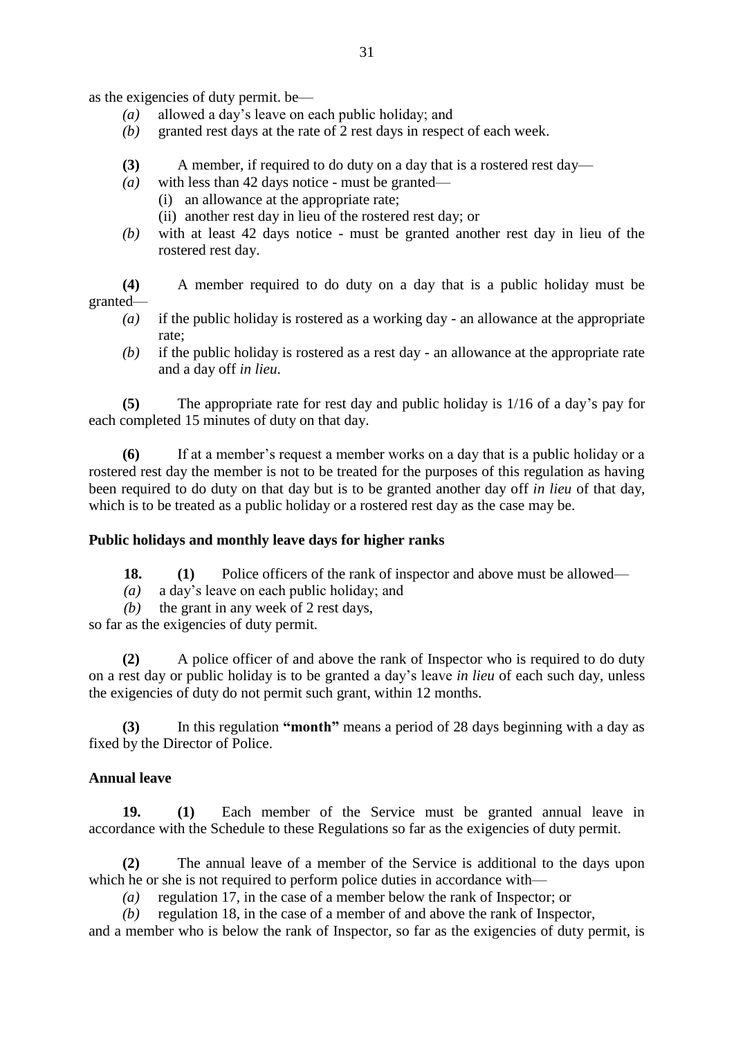as the exigencies of duty permit. be—

*(a)* allowed a day's leave on each public holiday; and

*(b)* granted rest days at the rate of 2 rest days in respect of each week.

**(3)** A member, if required to do duty on a day that is a rostered rest day—

*(a)* with less than 42 days notice - must be granted—

(i) an allowance at the appropriate rate;

(ii) another rest day in lieu of the rostered rest day; or

*(b)* with at least 42 days notice - must be granted another rest day in lieu of the rostered rest day.

**(4)** A member required to do duty on a day that is a public holiday must be granted—

*(a)* if the public holiday is rostered as a working day - an allowance at the appropriate rate;

*(b)* if the public holiday is rostered as a rest day - an allowance at the appropriate rate and a day off *in lieu*.

**(5)** The appropriate rate for rest day and public holiday is 1/16 of a day's pay for each completed 15 minutes of duty on that day.

**(6)** If at a member's request a member works on a day that is a public holiday or a rostered rest day the member is not to be treated for the purposes of this regulation as having been required to do duty on that day but is to be granted another day off *in lieu* of that day, which is to be treated as a public holiday or a rostered rest day as the case may be.

**Public holidays and monthly leave days for higher ranks**

**18.** **(1)** Police officers of the rank of inspector and above must be allowed—

*(a)* a day's leave on each public holiday; and

*(b)* the grant in any week of 2 rest days,

so far as the exigencies of duty permit.

**(2)** A police officer of and above the rank of Inspector who is required to do duty on a rest day or public holiday is to be granted a day's leave *in lieu* of each such day, unless the exigencies of duty do not permit such grant, within 12 months.

**(3)** In this regulation **"month"** means a period of 28 days beginning with a day as fixed by the Director of Police.

**Annual leave**

**19.** **(1)** Each member of the Service must be granted annual leave in accordance with the Schedule to these Regulations so far as the exigencies of duty permit.

**(2)** The annual leave of a member of the Service is additional to the days upon which he or she is not required to perform police duties in accordance with—

*(a)* regulation 17, in the case of a member below the rank of Inspector; or

*(b)* regulation 18, in the case of a member of and above the rank of Inspector,

and a member who is below the rank of Inspector, so far as the exigencies of duty permit, is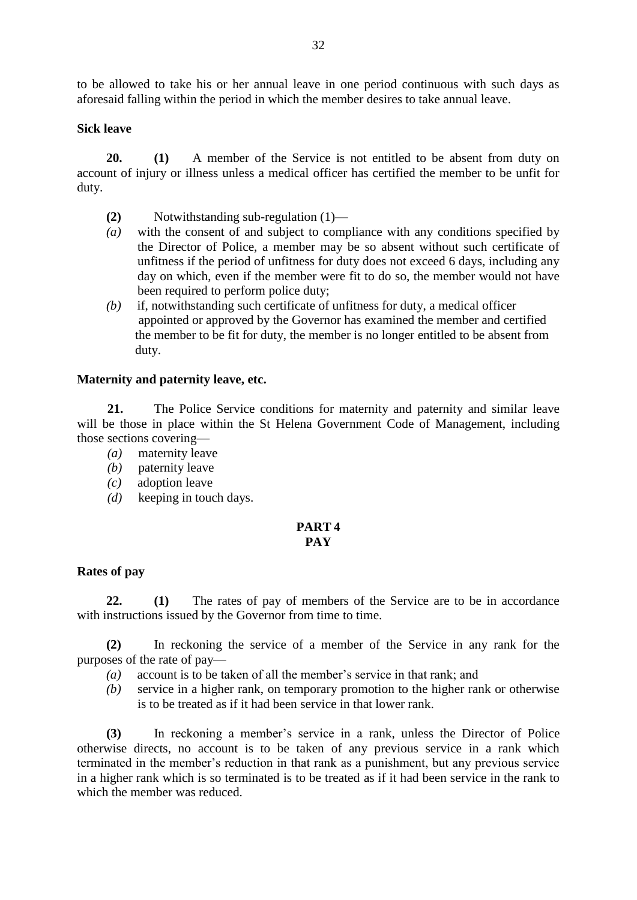to be allowed to take his or her annual leave in one period continuous with such days as aforesaid falling within the period in which the member desires to take annual leave.

**Sick leave**

**20. (1)** A member of the Service is not entitled to be absent from duty on account of injury or illness unless a medical officer has certified the member to be unfit for duty.

**(2)** Notwithstanding sub-regulation (1)—

*(a)* with the consent of and subject to compliance with any conditions specified by the Director of Police, a member may be so absent without such certificate of unfitness if the period of unfitness for duty does not exceed 6 days, including any day on which, even if the member were fit to do so, the member would not have been required to perform police duty;

*(b)* if, notwithstanding such certificate of unfitness for duty, a medical officer appointed or approved by the Governor has examined the member and certified the member to be fit for duty, the member is no longer entitled to be absent from duty.

**Maternity and paternity leave, etc.**

**21.** The Police Service conditions for maternity and paternity and similar leave will be those in place within the St Helena Government Code of Management, including those sections covering—

*(a)* maternity leave

*(b)* paternity leave

*(c)* adoption leave

*(d)* keeping in touch days.

## PART 4
## PAY

**Rates of pay**

**22. (1)** The rates of pay of members of the Service are to be in accordance with instructions issued by the Governor from time to time.

**(2)** In reckoning the service of a member of the Service in any rank for the purposes of the rate of pay—

*(a)* account is to be taken of all the member's service in that rank; and

*(b)* service in a higher rank, on temporary promotion to the higher rank or otherwise is to be treated as if it had been service in that lower rank.

**(3)** In reckoning a member's service in a rank, unless the Director of Police otherwise directs, no account is to be taken of any previous service in a rank which terminated in the member's reduction in that rank as a punishment, but any previous service in a higher rank which is so terminated is to be treated as if it had been service in the rank to which the member was reduced.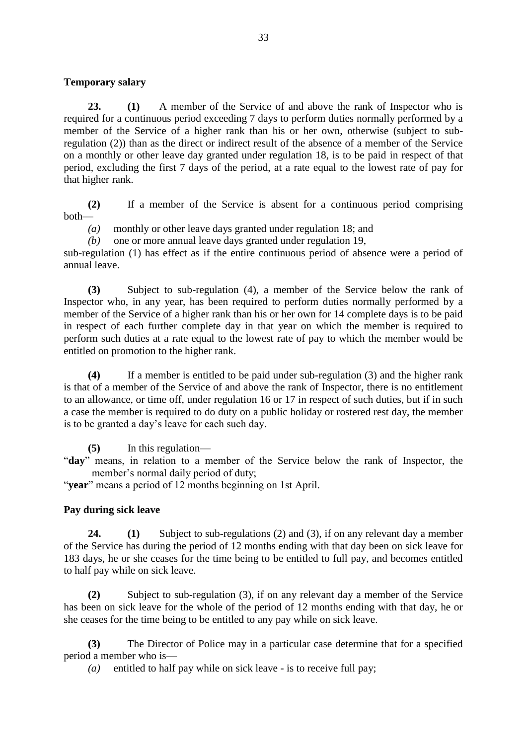**Temporary salary**

**23.** **(1)** A member of the Service of and above the rank of Inspector who is required for a continuous period exceeding 7 days to perform duties normally performed by a member of the Service of a higher rank than his or her own, otherwise (subject to sub-regulation (2)) than as the direct or indirect result of the absence of a member of the Service on a monthly or other leave day granted under regulation 18, is to be paid in respect of that period, excluding the first 7 days of the period, at a rate equal to the lowest rate of pay for that higher rank.

**(2)** If a member of the Service is absent for a continuous period comprising both—

*(a)* monthly or other leave days granted under regulation 18; and

*(b)* one or more annual leave days granted under regulation 19,

sub-regulation (1) has effect as if the entire continuous period of absence were a period of annual leave.

**(3)** Subject to sub-regulation (4), a member of the Service below the rank of Inspector who, in any year, has been required to perform duties normally performed by a member of the Service of a higher rank than his or her own for 14 complete days is to be paid in respect of each further complete day in that year on which the member is required to perform such duties at a rate equal to the lowest rate of pay to which the member would be entitled on promotion to the higher rank.

**(4)** If a member is entitled to be paid under sub-regulation (3) and the higher rank is that of a member of the Service of and above the rank of Inspector, there is no entitlement to an allowance, or time off, under regulation 16 or 17 in respect of such duties, but if in such a case the member is required to do duty on a public holiday or rostered rest day, the member is to be granted a day's leave for each such day.

**(5)** In this regulation—

"**day**" means, in relation to a member of the Service below the rank of Inspector, the member's normal daily period of duty;

"**year**" means a period of 12 months beginning on 1st April.

**Pay during sick leave**

**24.** **(1)** Subject to sub-regulations (2) and (3), if on any relevant day a member of the Service has during the period of 12 months ending with that day been on sick leave for 183 days, he or she ceases for the time being to be entitled to full pay, and becomes entitled to half pay while on sick leave.

**(2)** Subject to sub-regulation (3), if on any relevant day a member of the Service has been on sick leave for the whole of the period of 12 months ending with that day, he or she ceases for the time being to be entitled to any pay while on sick leave.

**(3)** The Director of Police may in a particular case determine that for a specified period a member who is—

*(a)* entitled to half pay while on sick leave - is to receive full pay;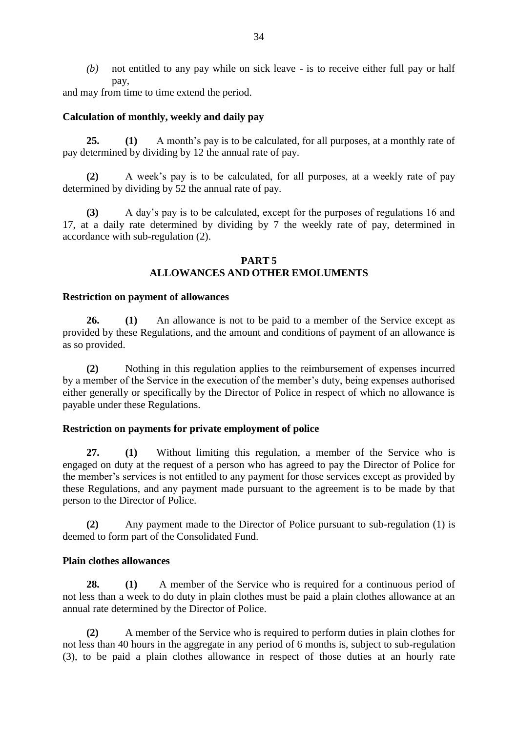*(b)* not entitled to any pay while on sick leave - is to receive either full pay or half pay,

and may from time to time extend the period.

### Calculation of monthly, weekly and daily pay

**25.** **(1)** A month's pay is to be calculated, for all purposes, at a monthly rate of pay determined by dividing by 12 the annual rate of pay.

**(2)** A week's pay is to be calculated, for all purposes, at a weekly rate of pay determined by dividing by 52 the annual rate of pay.

**(3)** A day's pay is to be calculated, except for the purposes of regulations 16 and 17, at a daily rate determined by dividing by 7 the weekly rate of pay, determined in accordance with sub-regulation (2).

## PART 5
## ALLOWANCES AND OTHER EMOLUMENTS

### Restriction on payment of allowances

**26.** **(1)** An allowance is not to be paid to a member of the Service except as provided by these Regulations, and the amount and conditions of payment of an allowance is as so provided.

**(2)** Nothing in this regulation applies to the reimbursement of expenses incurred by a member of the Service in the execution of the member's duty, being expenses authorised either generally or specifically by the Director of Police in respect of which no allowance is payable under these Regulations.

### Restriction on payments for private employment of police

**27.** **(1)** Without limiting this regulation, a member of the Service who is engaged on duty at the request of a person who has agreed to pay the Director of Police for the member's services is not entitled to any payment for those services except as provided by these Regulations, and any payment made pursuant to the agreement is to be made by that person to the Director of Police.

**(2)** Any payment made to the Director of Police pursuant to sub-regulation (1) is deemed to form part of the Consolidated Fund.

### Plain clothes allowances

**28.** **(1)** A member of the Service who is required for a continuous period of not less than a week to do duty in plain clothes must be paid a plain clothes allowance at an annual rate determined by the Director of Police.

**(2)** A member of the Service who is required to perform duties in plain clothes for not less than 40 hours in the aggregate in any period of 6 months is, subject to sub-regulation (3), to be paid a plain clothes allowance in respect of those duties at an hourly rate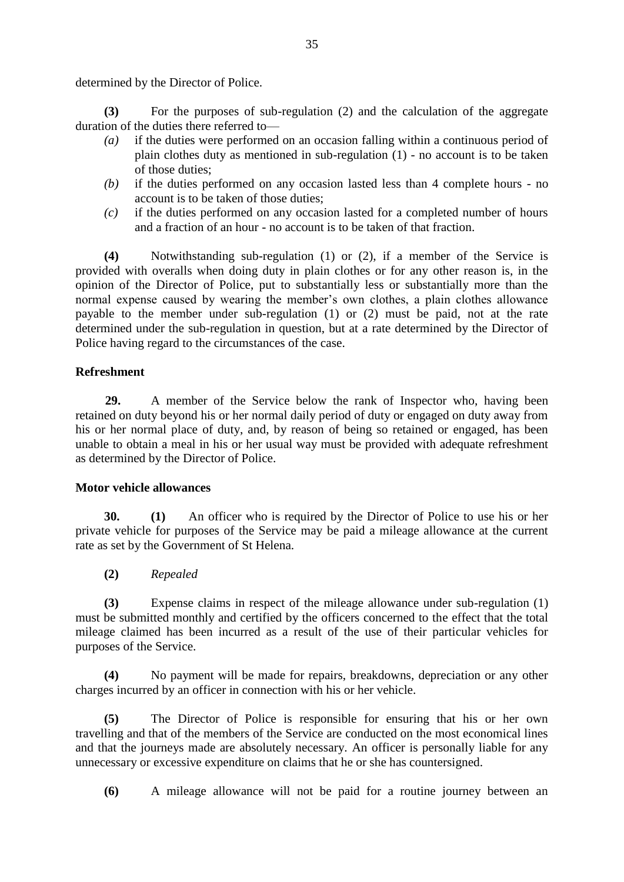determined by the Director of Police.

**(3)** For the purposes of sub-regulation (2) and the calculation of the aggregate duration of the duties there referred to—

*(a)* if the duties were performed on an occasion falling within a continuous period of plain clothes duty as mentioned in sub-regulation (1) - no account is to be taken of those duties;

*(b)* if the duties performed on any occasion lasted less than 4 complete hours - no account is to be taken of those duties;

*(c)* if the duties performed on any occasion lasted for a completed number of hours and a fraction of an hour - no account is to be taken of that fraction.

**(4)** Notwithstanding sub-regulation (1) or (2), if a member of the Service is provided with overalls when doing duty in plain clothes or for any other reason is, in the opinion of the Director of Police, put to substantially less or substantially more than the normal expense caused by wearing the member's own clothes, a plain clothes allowance payable to the member under sub-regulation (1) or (2) must be paid, not at the rate determined under the sub-regulation in question, but at a rate determined by the Director of Police having regard to the circumstances of the case.

**Refreshment**

**29.** A member of the Service below the rank of Inspector who, having been retained on duty beyond his or her normal daily period of duty or engaged on duty away from his or her normal place of duty, and, by reason of being so retained or engaged, has been unable to obtain a meal in his or her usual way must be provided with adequate refreshment as determined by the Director of Police.

**Motor vehicle allowances**

**30.** **(1)** An officer who is required by the Director of Police to use his or her private vehicle for purposes of the Service may be paid a mileage allowance at the current rate as set by the Government of St Helena.

**(2)** *Repealed*

**(3)** Expense claims in respect of the mileage allowance under sub-regulation (1) must be submitted monthly and certified by the officers concerned to the effect that the total mileage claimed has been incurred as a result of the use of their particular vehicles for purposes of the Service.

**(4)** No payment will be made for repairs, breakdowns, depreciation or any other charges incurred by an officer in connection with his or her vehicle.

**(5)** The Director of Police is responsible for ensuring that his or her own travelling and that of the members of the Service are conducted on the most economical lines and that the journeys made are absolutely necessary. An officer is personally liable for any unnecessary or excessive expenditure on claims that he or she has countersigned.

**(6)** A mileage allowance will not be paid for a routine journey between an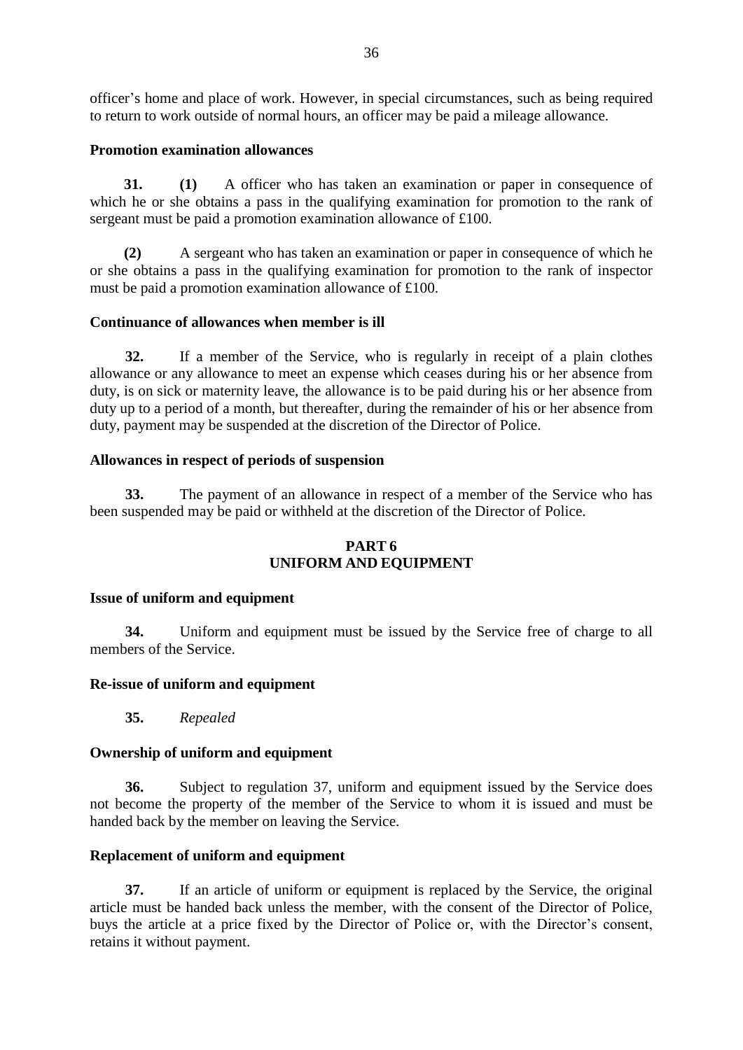officer's home and place of work. However, in special circumstances, such as being required to return to work outside of normal hours, an officer may be paid a mileage allowance.

**Promotion examination allowances**

**31.** **(1)** A officer who has taken an examination or paper in consequence of which he or she obtains a pass in the qualifying examination for promotion to the rank of sergeant must be paid a promotion examination allowance of £100.

**(2)** A sergeant who has taken an examination or paper in consequence of which he or she obtains a pass in the qualifying examination for promotion to the rank of inspector must be paid a promotion examination allowance of £100.

**Continuance of allowances when member is ill**

**32.** If a member of the Service, who is regularly in receipt of a plain clothes allowance or any allowance to meet an expense which ceases during his or her absence from duty, is on sick or maternity leave, the allowance is to be paid during his or her absence from duty up to a period of a month, but thereafter, during the remainder of his or her absence from duty, payment may be suspended at the discretion of the Director of Police.

**Allowances in respect of periods of suspension**

**33.** The payment of an allowance in respect of a member of the Service who has been suspended may be paid or withheld at the discretion of the Director of Police.

## PART 6
## UNIFORM AND EQUIPMENT

**Issue of uniform and equipment**

**34.** Uniform and equipment must be issued by the Service free of charge to all members of the Service.

**Re-issue of uniform and equipment**

**35.** *Repealed*

**Ownership of uniform and equipment**

**36.** Subject to regulation 37, uniform and equipment issued by the Service does not become the property of the member of the Service to whom it is issued and must be handed back by the member on leaving the Service.

**Replacement of uniform and equipment**

**37.** If an article of uniform or equipment is replaced by the Service, the original article must be handed back unless the member, with the consent of the Director of Police, buys the article at a price fixed by the Director of Police or, with the Director's consent, retains it without payment.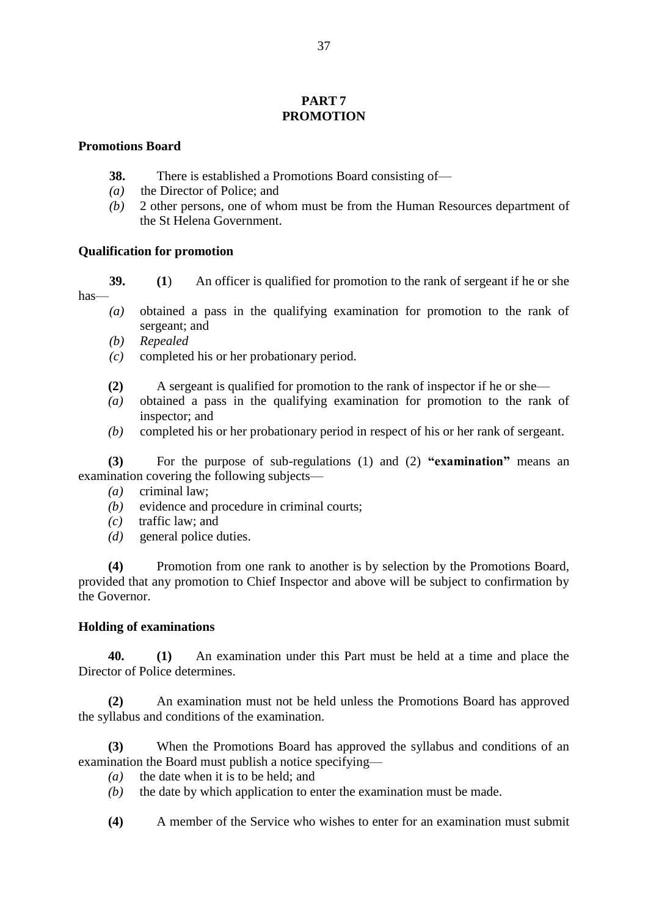# PART 7
# PROMOTION

### Promotions Board

**38.** There is established a Promotions Board consisting of—

*(a)* the Director of Police; and

*(b)* 2 other persons, one of whom must be from the Human Resources department of the St Helena Government.

### Qualification for promotion

**39.** **(1**) An officer is qualified for promotion to the rank of sergeant if he or she has—

*(a)* obtained a pass in the qualifying examination for promotion to the rank of sergeant; and

*(b)* *Repealed*

*(c)* completed his or her probationary period.

**(2)** A sergeant is qualified for promotion to the rank of inspector if he or she—

*(a)* obtained a pass in the qualifying examination for promotion to the rank of inspector; and

*(b)* completed his or her probationary period in respect of his or her rank of sergeant.

**(3)** For the purpose of sub-regulations (1) and (2) **"examination"** means an examination covering the following subjects—

*(a)* criminal law;

*(b)* evidence and procedure in criminal courts;

*(c)* traffic law; and

*(d)* general police duties.

**(4)** Promotion from one rank to another is by selection by the Promotions Board, provided that any promotion to Chief Inspector and above will be subject to confirmation by the Governor.

### Holding of examinations

**40.** **(1)** An examination under this Part must be held at a time and place the Director of Police determines.

**(2)** An examination must not be held unless the Promotions Board has approved the syllabus and conditions of the examination.

**(3)** When the Promotions Board has approved the syllabus and conditions of an examination the Board must publish a notice specifying—

*(a)* the date when it is to be held; and

*(b)* the date by which application to enter the examination must be made.

**(4)** A member of the Service who wishes to enter for an examination must submit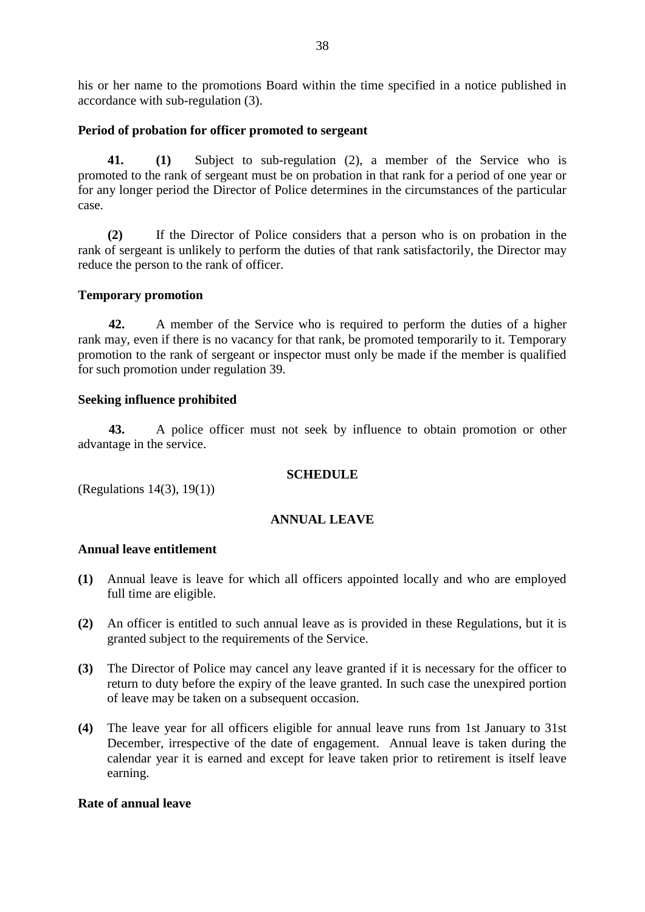his or her name to the promotions Board within the time specified in a notice published in accordance with sub-regulation (3).

**Period of probation for officer promoted to sergeant**

**41.** **(1)** Subject to sub-regulation (2), a member of the Service who is promoted to the rank of sergeant must be on probation in that rank for a period of one year or for any longer period the Director of Police determines in the circumstances of the particular case.

**(2)** If the Director of Police considers that a person who is on probation in the rank of sergeant is unlikely to perform the duties of that rank satisfactorily, the Director may reduce the person to the rank of officer.

**Temporary promotion**

**42.** A member of the Service who is required to perform the duties of a higher rank may, even if there is no vacancy for that rank, be promoted temporarily to it. Temporary promotion to the rank of sergeant or inspector must only be made if the member is qualified for such promotion under regulation 39.

**Seeking influence prohibited**

**43.** A police officer must not seek by influence to obtain promotion or other advantage in the service.

## SCHEDULE

(Regulations 14(3), 19(1))

### ANNUAL LEAVE

**Annual leave entitlement**

**(1)** Annual leave is leave for which all officers appointed locally and who are employed full time are eligible.

**(2)** An officer is entitled to such annual leave as is provided in these Regulations, but it is granted subject to the requirements of the Service.

**(3)** The Director of Police may cancel any leave granted if it is necessary for the officer to return to duty before the expiry of the leave granted. In such case the unexpired portion of leave may be taken on a subsequent occasion.

**(4)** The leave year for all officers eligible for annual leave runs from 1st January to 31st December, irrespective of the date of engagement. Annual leave is taken during the calendar year it is earned and except for leave taken prior to retirement is itself leave earning.

**Rate of annual leave**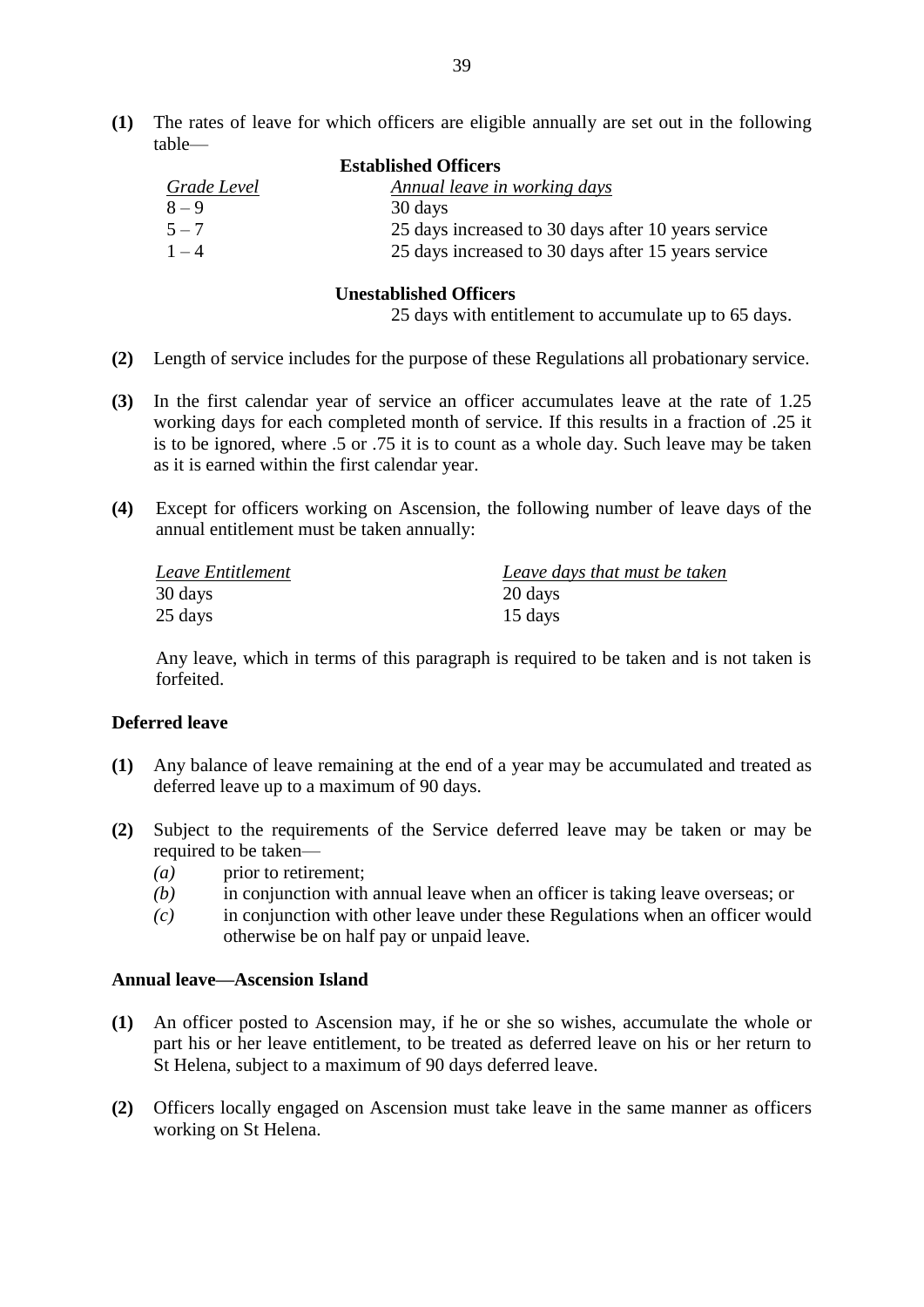**(1)** The rates of leave for which officers are eligible annually are set out in the following table—

**Established Officers**

| *Grade Level* | *Annual leave in working days* |
|---|---|
| 8 – 9 | 30 days |
| 5 – 7 | 25 days increased to 30 days after 10 years service |
| 1 – 4 | 25 days increased to 30 days after 15 years service |

**Unestablished Officers**

25 days with entitlement to accumulate up to 65 days.

**(2)** Length of service includes for the purpose of these Regulations all probationary service.

**(3)** In the first calendar year of service an officer accumulates leave at the rate of 1.25 working days for each completed month of service. If this results in a fraction of .25 it is to be ignored, where .5 or .75 it is to count as a whole day. Such leave may be taken as it is earned within the first calendar year.

**(4)** Except for officers working on Ascension, the following number of leave days of the annual entitlement must be taken annually:

| *Leave Entitlement* | *Leave days that must be taken* |
|---|---|
| 30 days | 20 days |
| 25 days | 15 days |

Any leave, which in terms of this paragraph is required to be taken and is not taken is forfeited.

**Deferred leave**

**(1)** Any balance of leave remaining at the end of a year may be accumulated and treated as deferred leave up to a maximum of 90 days.

**(2)** Subject to the requirements of the Service deferred leave may be taken or may be required to be taken—

*(a)* prior to retirement;

*(b)* in conjunction with annual leave when an officer is taking leave overseas; or

*(c)* in conjunction with other leave under these Regulations when an officer would otherwise be on half pay or unpaid leave.

**Annual leave—Ascension Island**

**(1)** An officer posted to Ascension may, if he or she so wishes, accumulate the whole or part his or her leave entitlement, to be treated as deferred leave on his or her return to St Helena, subject to a maximum of 90 days deferred leave.

**(2)** Officers locally engaged on Ascension must take leave in the same manner as officers working on St Helena.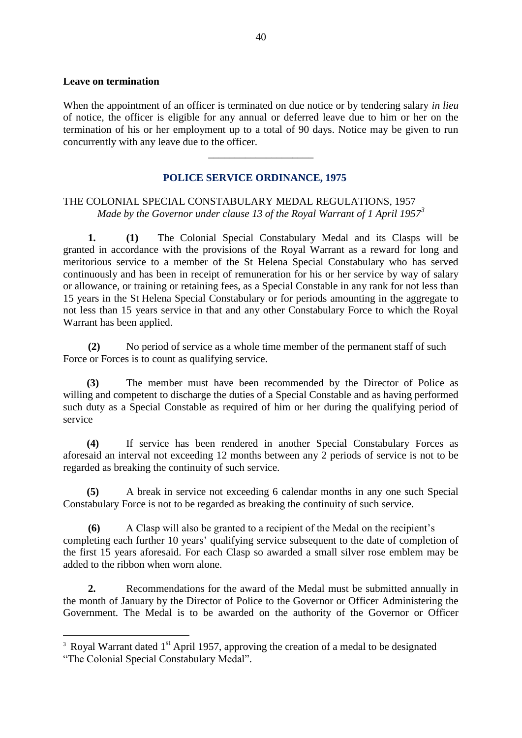**Leave on termination**

When the appointment of an officer is terminated on due notice or by tendering salary *in lieu* of notice, the officer is eligible for any annual or deferred leave due to him or her on the termination of his or her employment up to a total of 90 days. Notice may be given to run concurrently with any leave due to the officer.

---

## POLICE SERVICE ORDINANCE, 1975

THE COLONIAL SPECIAL CONSTABULARY MEDAL REGULATIONS, 1957
*Made by the Governor under clause 13 of the Royal Warrant of 1 April 1957*[3]

**1. (1)** The Colonial Special Constabulary Medal and its Clasps will be granted in accordance with the provisions of the Royal Warrant as a reward for long and meritorious service to a member of the St Helena Special Constabulary who has served continuously and has been in receipt of remuneration for his or her service by way of salary or allowance, or training or retaining fees, as a Special Constable in any rank for not less than 15 years in the St Helena Special Constabulary or for periods amounting in the aggregate to not less than 15 years service in that and any other Constabulary Force to which the Royal Warrant has been applied.

**(2)** No period of service as a whole time member of the permanent staff of such Force or Forces is to count as qualifying service.

**(3)** The member must have been recommended by the Director of Police as willing and competent to discharge the duties of a Special Constable and as having performed such duty as a Special Constable as required of him or her during the qualifying period of service

**(4)** If service has been rendered in another Special Constabulary Forces as aforesaid an interval not exceeding 12 months between any 2 periods of service is not to be regarded as breaking the continuity of such service.

**(5)** A break in service not exceeding 6 calendar months in any one such Special Constabulary Force is not to be regarded as breaking the continuity of such service.

**(6)** A Clasp will also be granted to a recipient of the Medal on the recipient's completing each further 10 years' qualifying service subsequent to the date of completion of the first 15 years aforesaid. For each Clasp so awarded a small silver rose emblem may be added to the ribbon when worn alone.

**2.** Recommendations for the award of the Medal must be submitted annually in the month of January by the Director of Police to the Governor or Officer Administering the Government. The Medal is to be awarded on the authority of the Governor or Officer

---

[3] Royal Warrant dated 1st April 1957, approving the creation of a medal to be designated "The Colonial Special Constabulary Medal".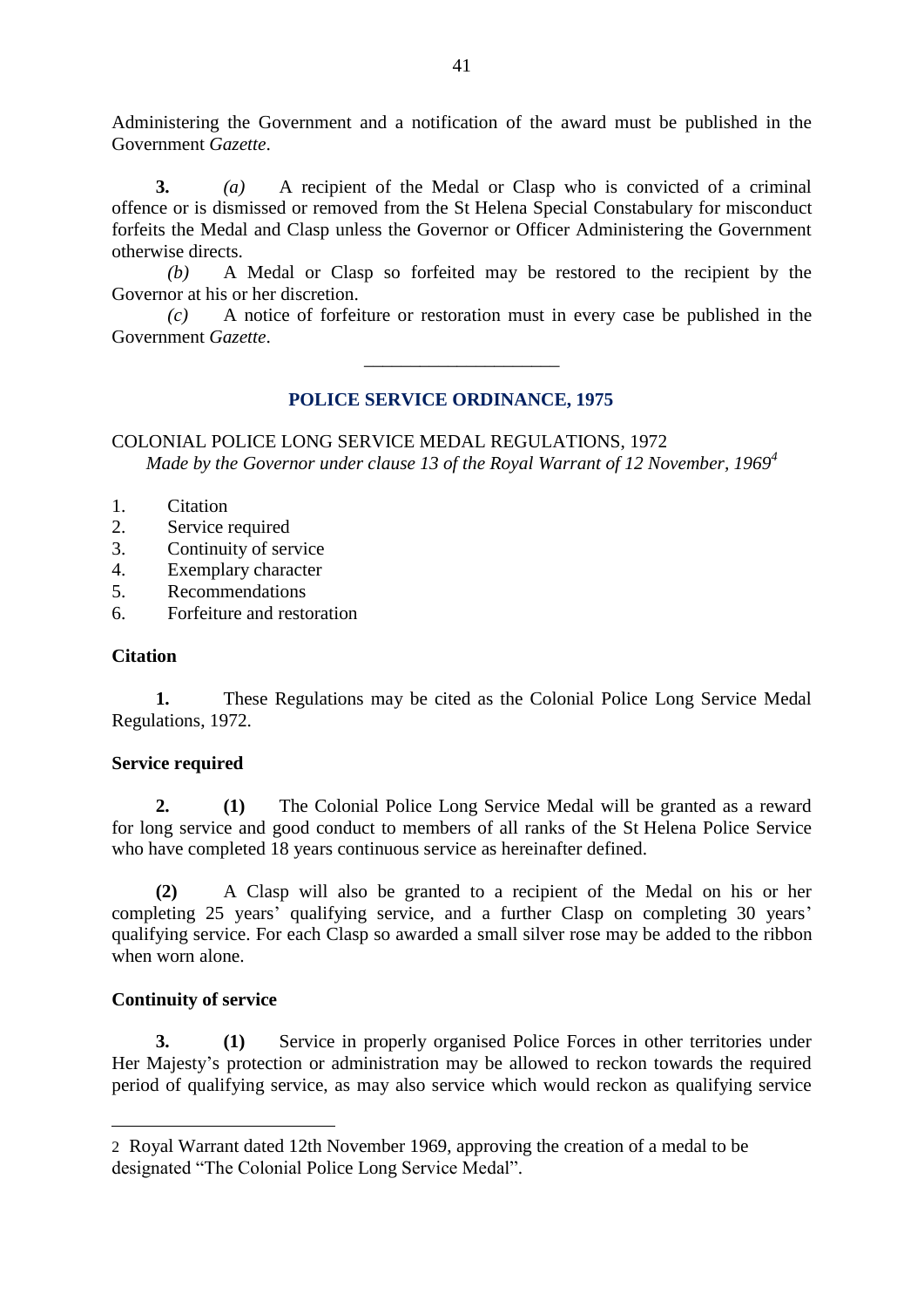Administering the Government and a notification of the award must be published in the Government *Gazette*.

**3.** *(a)* A recipient of the Medal or Clasp who is convicted of a criminal offence or is dismissed or removed from the St Helena Special Constabulary for misconduct forfeits the Medal and Clasp unless the Governor or Officer Administering the Government otherwise directs.

*(b)* A Medal or Clasp so forfeited may be restored to the recipient by the Governor at his or her discretion.

*(c)* A notice of forfeiture or restoration must in every case be published in the Government *Gazette*.

---

## POLICE SERVICE ORDINANCE, 1975

COLONIAL POLICE LONG SERVICE MEDAL REGULATIONS, 1972

*Made by the Governor under clause 13 of the Royal Warrant of 12 November, 1969*[4]

1. Citation
2. Service required
3. Continuity of service
4. Exemplary character
5. Recommendations
6. Forfeiture and restoration

### Citation

**1.** These Regulations may be cited as the Colonial Police Long Service Medal Regulations, 1972.

### Service required

**2. (1)** The Colonial Police Long Service Medal will be granted as a reward for long service and good conduct to members of all ranks of the St Helena Police Service who have completed 18 years continuous service as hereinafter defined.

**(2)** A Clasp will also be granted to a recipient of the Medal on his or her completing 25 years' qualifying service, and a further Clasp on completing 30 years' qualifying service. For each Clasp so awarded a small silver rose may be added to the ribbon when worn alone.

### Continuity of service

**3. (1)** Service in properly organised Police Forces in other territories under Her Majesty's protection or administration may be allowed to reckon towards the required period of qualifying service, as may also service which would reckon as qualifying service

---

2 Royal Warrant dated 12th November 1969, approving the creation of a medal to be designated "The Colonial Police Long Service Medal".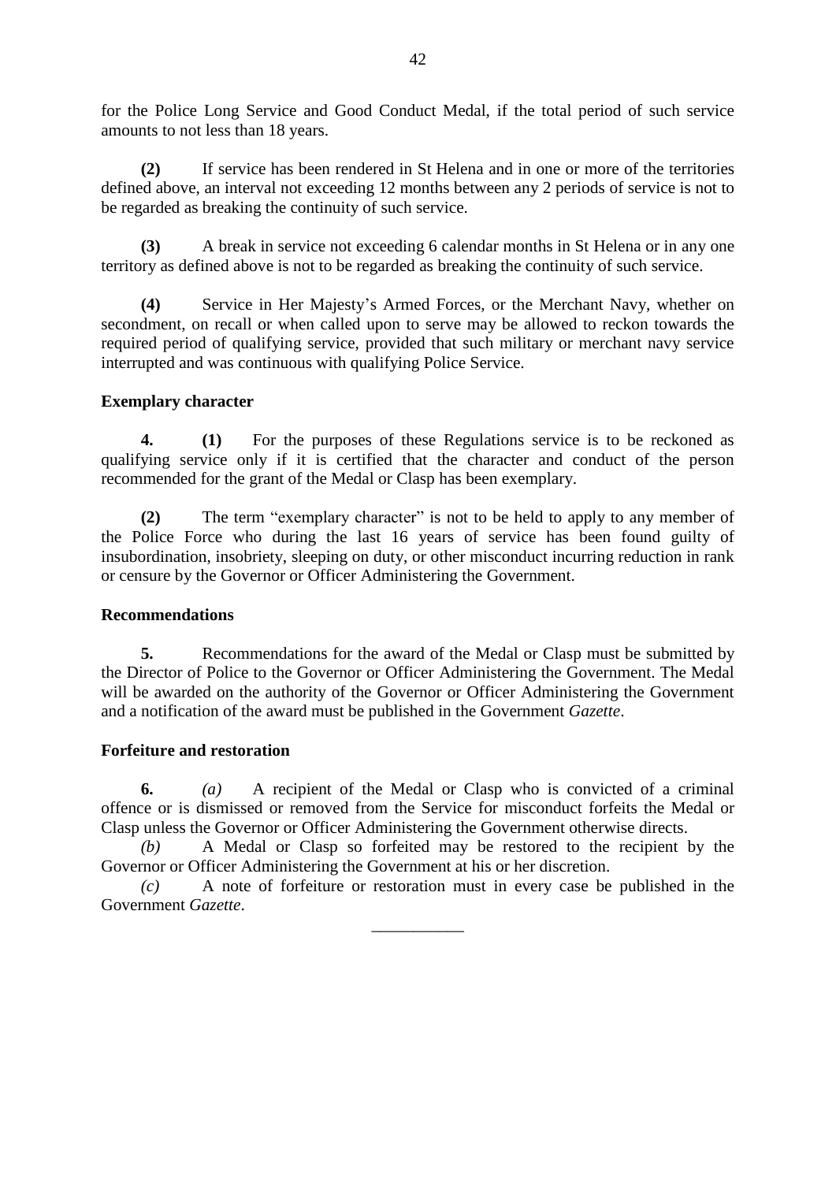for the Police Long Service and Good Conduct Medal, if the total period of such service amounts to not less than 18 years.

**(2)** If service has been rendered in St Helena and in one or more of the territories defined above, an interval not exceeding 12 months between any 2 periods of service is not to be regarded as breaking the continuity of such service.

**(3)** A break in service not exceeding 6 calendar months in St Helena or in any one territory as defined above is not to be regarded as breaking the continuity of such service.

**(4)** Service in Her Majesty's Armed Forces, or the Merchant Navy, whether on secondment, on recall or when called upon to serve may be allowed to reckon towards the required period of qualifying service, provided that such military or merchant navy service interrupted and was continuous with qualifying Police Service.

**Exemplary character**

**4. (1)** For the purposes of these Regulations service is to be reckoned as qualifying service only if it is certified that the character and conduct of the person recommended for the grant of the Medal or Clasp has been exemplary.

**(2)** The term "exemplary character" is not to be held to apply to any member of the Police Force who during the last 16 years of service has been found guilty of insubordination, insobriety, sleeping on duty, or other misconduct incurring reduction in rank or censure by the Governor or Officer Administering the Government.

**Recommendations**

**5.** Recommendations for the award of the Medal or Clasp must be submitted by the Director of Police to the Governor or Officer Administering the Government. The Medal will be awarded on the authority of the Governor or Officer Administering the Government and a notification of the award must be published in the Government *Gazette*.

**Forfeiture and restoration**

**6.** *(a)* A recipient of the Medal or Clasp who is convicted of a criminal offence or is dismissed or removed from the Service for misconduct forfeits the Medal or Clasp unless the Governor or Officer Administering the Government otherwise directs.

*(b)* A Medal or Clasp so forfeited may be restored to the recipient by the Governor or Officer Administering the Government at his or her discretion.

*(c)* A note of forfeiture or restoration must in every case be published in the Government *Gazette*.

___________